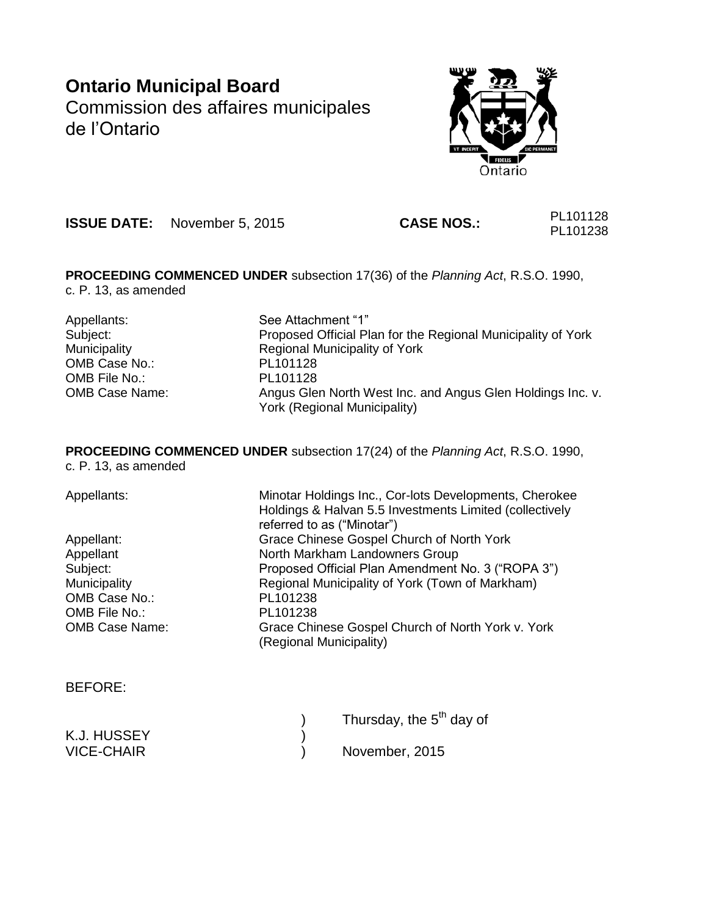# Ontario Municipal Board
Commission des affaires municipales de l'Ontario

**ISSUE DATE:** November 5, 2015 **CASE NOS.:** PL101128 PL101238

**PROCEEDING COMMENCED UNDER** subsection 17(36) of the *Planning Act*, R.S.O. 1990, c. P. 13, as amended

| | |
|---|---|
| Appellants: | See Attachment "1" |
| Subject: | Proposed Official Plan for the Regional Municipality of York |
| Municipality | Regional Municipality of York |
| OMB Case No.: | PL101128 |
| OMB File No.: | PL101128 |
| OMB Case Name: | Angus Glen North West Inc. and Angus Glen Holdings Inc. v. York (Regional Municipality) |

**PROCEEDING COMMENCED UNDER** subsection 17(24) of the *Planning Act*, R.S.O. 1990, c. P. 13, as amended

| | |
|---|---|
| Appellants: | Minotar Holdings Inc., Cor-lots Developments, Cherokee Holdings & Halvan 5.5 Investments Limited (collectively referred to as ("Minotar") |
| Appellant: | Grace Chinese Gospel Church of North York |
| Appellant | North Markham Landowners Group |
| Subject: | Proposed Official Plan Amendment No. 3 ("ROPA 3") |
| Municipality | Regional Municipality of York (Town of Markham) |
| OMB Case No.: | PL101238 |
| OMB File No.: | PL101238 |
| OMB Case Name: | Grace Chinese Gospel Church of North York v. York (Regional Municipality) |

BEFORE:

| | | |
|---|---|---|
| | ) | Thursday, the 5th day of |
| K.J. HUSSEY | ) | |
| VICE-CHAIR | ) | November, 2015 |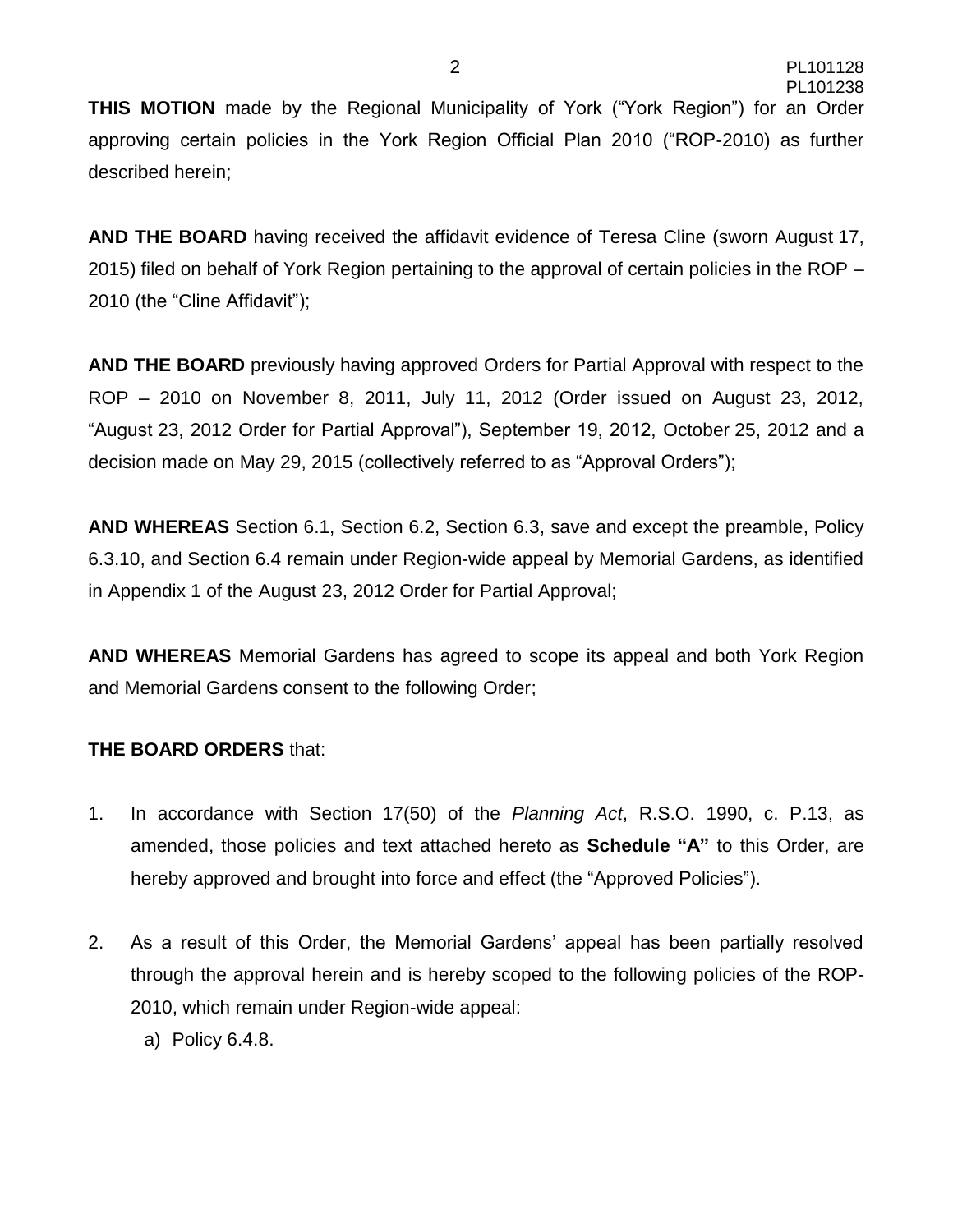**THIS MOTION** made by the Regional Municipality of York ("York Region") for an Order approving certain policies in the York Region Official Plan 2010 ("ROP-2010) as further described herein;

**AND THE BOARD** having received the affidavit evidence of Teresa Cline (sworn August 17, 2015) filed on behalf of York Region pertaining to the approval of certain policies in the ROP – 2010 (the "Cline Affidavit");

**AND THE BOARD** previously having approved Orders for Partial Approval with respect to the ROP – 2010 on November 8, 2011, July 11, 2012 (Order issued on August 23, 2012, "August 23, 2012 Order for Partial Approval"), September 19, 2012, October 25, 2012 and a decision made on May 29, 2015 (collectively referred to as "Approval Orders");

**AND WHEREAS** Section 6.1, Section 6.2, Section 6.3, save and except the preamble, Policy 6.3.10, and Section 6.4 remain under Region-wide appeal by Memorial Gardens, as identified in Appendix 1 of the August 23, 2012 Order for Partial Approval;

**AND WHEREAS** Memorial Gardens has agreed to scope its appeal and both York Region and Memorial Gardens consent to the following Order;

**THE BOARD ORDERS** that:

1. In accordance with Section 17(50) of the *Planning Act*, R.S.O. 1990, c. P.13, as amended, those policies and text attached hereto as **Schedule "A"** to this Order, are hereby approved and brought into force and effect (the "Approved Policies").

2. As a result of this Order, the Memorial Gardens' appeal has been partially resolved through the approval herein and is hereby scoped to the following policies of the ROP-2010, which remain under Region-wide appeal:
   a) Policy 6.4.8.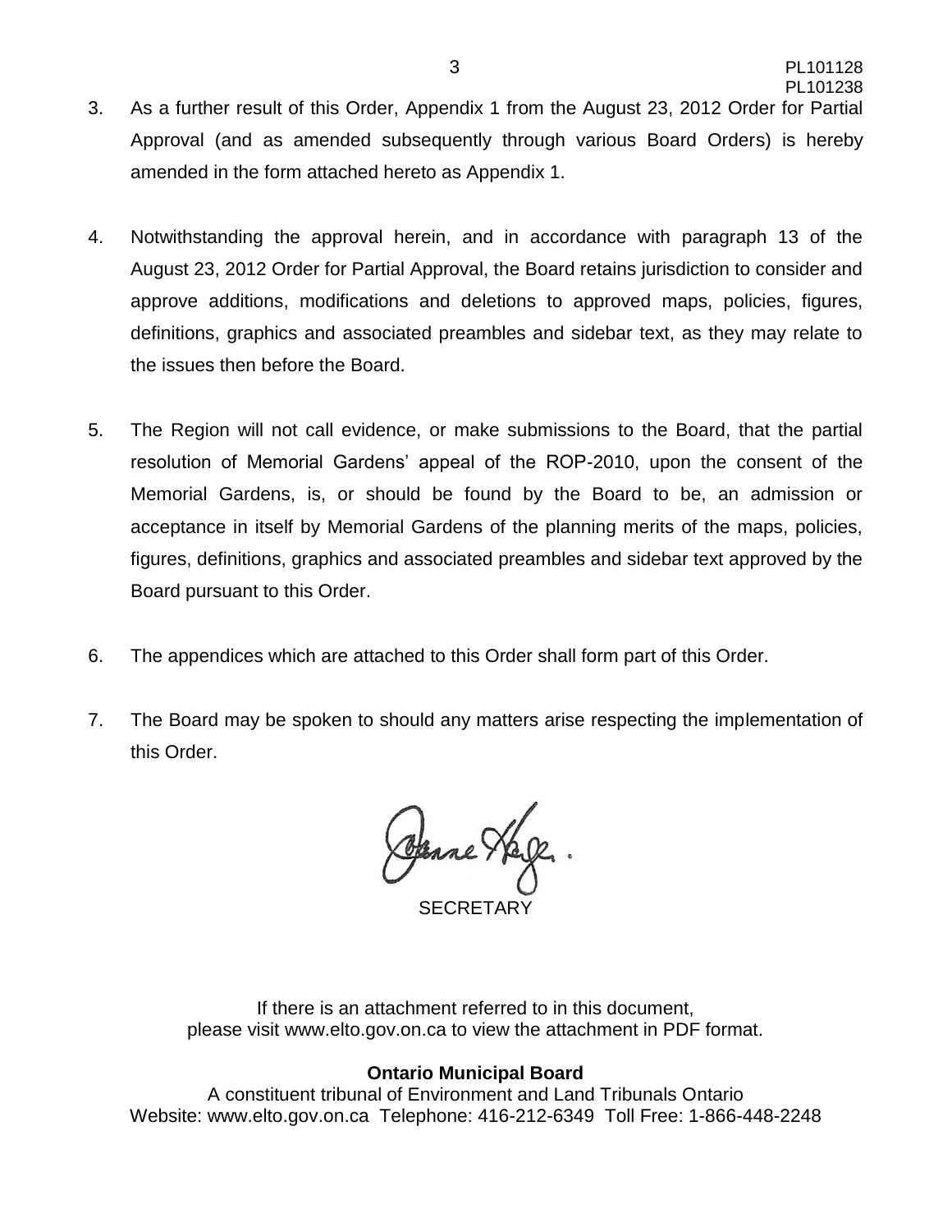3. As a further result of this Order, Appendix 1 from the August 23, 2012 Order for Partial Approval (and as amended subsequently through various Board Orders) is hereby amended in the form attached hereto as Appendix 1.

4. Notwithstanding the approval herein, and in accordance with paragraph 13 of the August 23, 2012 Order for Partial Approval, the Board retains jurisdiction to consider and approve additions, modifications and deletions to approved maps, policies, figures, definitions, graphics and associated preambles and sidebar text, as they may relate to the issues then before the Board.

5. The Region will not call evidence, or make submissions to the Board, that the partial resolution of Memorial Gardens' appeal of the ROP-2010, upon the consent of the Memorial Gardens, is, or should be found by the Board to be, an admission or acceptance in itself by Memorial Gardens of the planning merits of the maps, policies, figures, definitions, graphics and associated preambles and sidebar text approved by the Board pursuant to this Order.

6. The appendices which are attached to this Order shall form part of this Order.

7. The Board may be spoken to should any matters arise respecting the implementation of this Order.

SECRETARY

If there is an attachment referred to in this document, please visit www.elto.gov.on.ca to view the attachment in PDF format.

**Ontario Municipal Board**

A constituent tribunal of Environment and Land Tribunals Ontario
Website: www.elto.gov.on.ca Telephone: 416-212-6349 Toll Free: 1-866-448-2248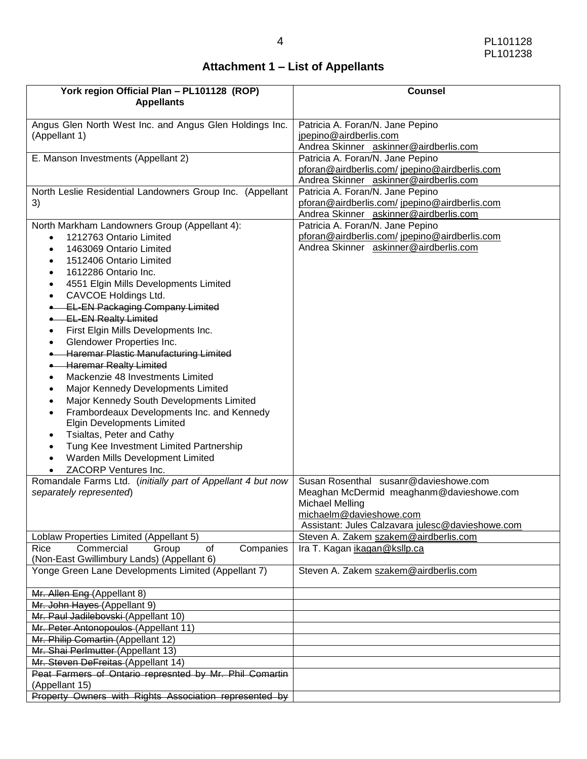## Attachment 1 – List of Appellants

| York region Official Plan – PL101128 (ROP) Appellants | Counsel |
|---|---|
| Angus Glen North West Inc. and Angus Glen Holdings Inc. (Appellant 1) | Patricia A. Foran/N. Jane Pepino<br>jpepino@airdberlis.com<br>Andrea Skinner askinner@airdberlis.com |
| E. Manson Investments (Appellant 2) | Patricia A. Foran/N. Jane Pepino<br>pforan@airdberlis.com/ jpepino@airdberlis.com<br>Andrea Skinner askinner@airdberlis.com |
| North Leslie Residential Landowners Group Inc. (Appellant 3) | Patricia A. Foran/N. Jane Pepino<br>pforan@airdberlis.com/ jpepino@airdberlis.com<br>Andrea Skinner askinner@airdberlis.com |
| North Markham Landowners Group (Appellant 4):<br>• 1212763 Ontario Limited<br>• 1463069 Ontario Limited<br>• 1512406 Ontario Limited<br>• 1612286 Ontario Inc.<br>• 4551 Elgin Mills Developments Limited<br>• CAVCOE Holdings Ltd.<br>• ~~EL-EN Packaging Company Limited~~<br>• ~~EL-EN Realty Limited~~<br>• First Elgin Mills Developments Inc.<br>• Glendower Properties Inc.<br>• ~~Haremar Plastic Manufacturing Limited~~<br>• ~~Haremar Realty Limited~~<br>• Mackenzie 48 Investments Limited<br>• Major Kennedy Developments Limited<br>• Major Kennedy South Developments Limited<br>• Frambordeaux Developments Inc. and Kennedy Elgin Developments Limited<br>• Tsialtas, Peter and Cathy<br>• Tung Kee Investment Limited Partnership<br>• Warden Mills Development Limited<br>• ZACORP Ventures Inc. | Patricia A. Foran/N. Jane Pepino<br>pforan@airdberlis.com/ jpepino@airdberlis.com<br>Andrea Skinner askinner@airdberlis.com |
| Romandale Farms Ltd. (*initially part of Appellant 4 but now separately represented*) | Susan Rosenthal susanr@davieshowe.com<br>Meaghan McDermid meaghanm@davieshowe.com<br>Michael Melling<br>michaelm@davieshowe.com<br>Assistant: Jules Calzavara julesc@davieshowe.com |
| Loblaw Properties Limited (Appellant 5) | Steven A. Zakem szakem@airdberlis.com |
| Rice Commercial Group of Companies (Non-East Gwillimbury Lands) (Appellant 6) | Ira T. Kagan ikagan@ksllp.ca |
| Yonge Green Lane Developments Limited (Appellant 7) | Steven A. Zakem szakem@airdberlis.com |
| ~~Mr. Allen Eng~~ (Appellant 8) | |
| ~~Mr. John Hayes~~ (Appellant 9) | |
| ~~Mr. Paul Jadilebovski~~ (Appellant 10) | |
| ~~Mr. Peter Antonopoulos~~ (Appellant 11) | |
| ~~Mr. Philip Comartin~~ (Appellant 12) | |
| ~~Mr. Shai Perlmutter~~ (Appellant 13) | |
| ~~Mr. Steven DeFreitas~~ (Appellant 14) | |
| ~~Peat Farmers of Ontario represnted by Mr. Phil Comartin~~ (Appellant 15) | |
| ~~Property Owners with Rights Association represented by~~ | |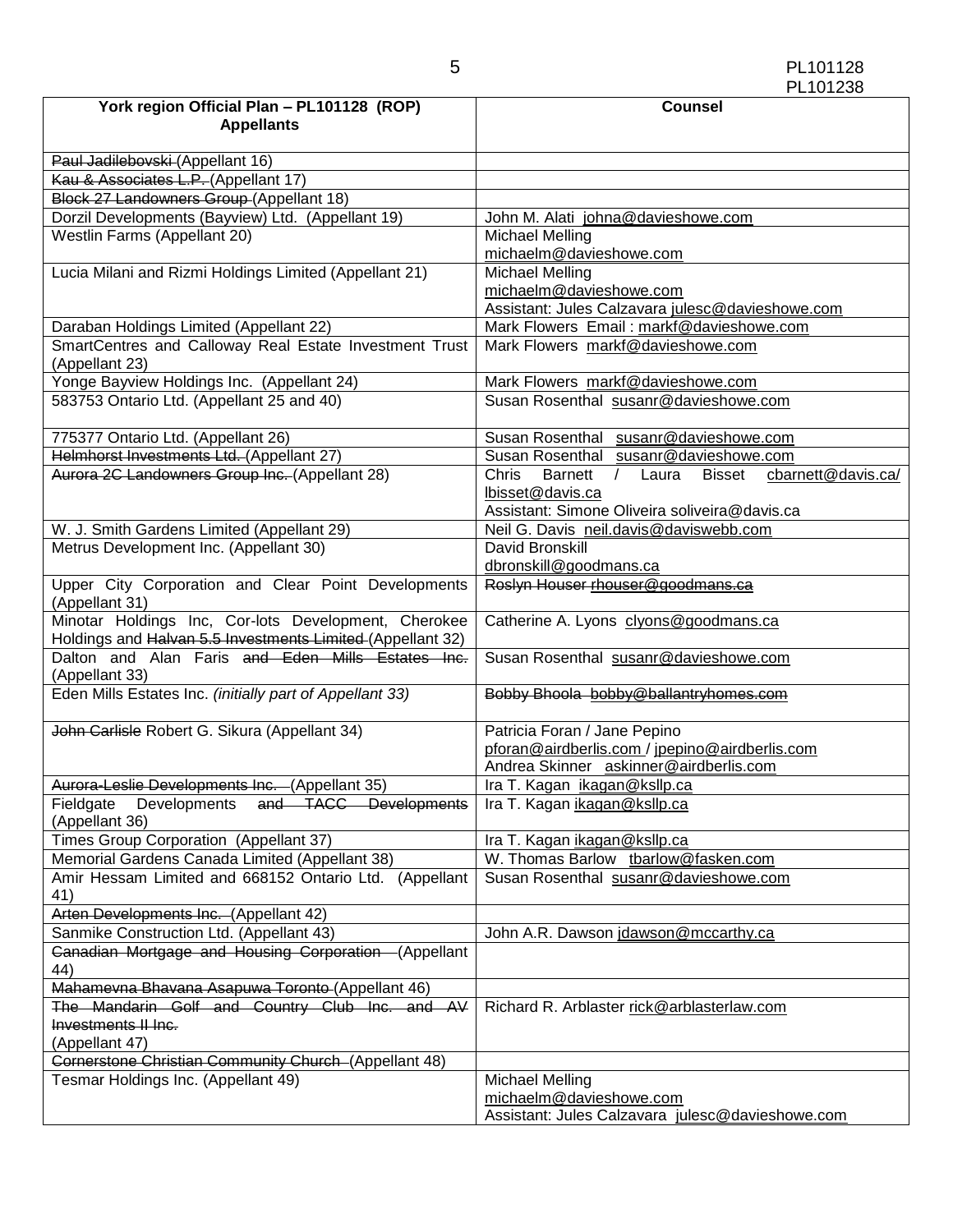| York region Official Plan – PL101128 (ROP) Appellants | Counsel |
|---|---|
| ~~Paul Jadilebovski~~ (Appellant 16) | |
| ~~Kau & Associates L.P.~~ (Appellant 17) | |
| ~~Block 27 Landowners Group~~ (Appellant 18) | |
| Dorzil Developments (Bayview) Ltd. (Appellant 19) | John M. Alati johna@davieshowe.com |
| Westlin Farms (Appellant 20) | Michael Melling michaelm@davieshowe.com |
| Lucia Milani and Rizmi Holdings Limited (Appellant 21) | Michael Melling michaelm@davieshowe.com Assistant: Jules Calzavara julesc@davieshowe.com |
| Daraban Holdings Limited (Appellant 22) | Mark Flowers Email : markf@davieshowe.com |
| SmartCentres and Calloway Real Estate Investment Trust (Appellant 23) | Mark Flowers markf@davieshowe.com |
| Yonge Bayview Holdings Inc. (Appellant 24) | Mark Flowers markf@davieshowe.com |
| 583753 Ontario Ltd. (Appellant 25 and 40) | Susan Rosenthal susanr@davieshowe.com |
| 775377 Ontario Ltd. (Appellant 26) | Susan Rosenthal susanr@davieshowe.com |
| ~~Helmhorst Investments Ltd.~~ (Appellant 27) | Susan Rosenthal susanr@davieshowe.com |
| ~~Aurora 2C Landowners Group Inc.~~ (Appellant 28) | Chris Barnett / Laura Bisset cbarnett@davis.ca/ lbisset@davis.ca Assistant: Simone Oliveira soliveira@davis.ca |
| W. J. Smith Gardens Limited (Appellant 29) | Neil G. Davis neil.davis@daviswebb.com |
| Metrus Development Inc. (Appellant 30) | David Bronskill dbronskill@goodmans.ca |
| Upper City Corporation and Clear Point Developments (Appellant 31) | ~~Roslyn Houser rhouser@goodmans.ca~~ |
| Minotar Holdings Inc, Cor-lots Development, Cherokee Holdings and ~~Halvan 5.5 Investments Limited~~ (Appellant 32) | Catherine A. Lyons clyons@goodmans.ca |
| Dalton and Alan Faris ~~and Eden Mills Estates Inc.~~ (Appellant 33) | Susan Rosenthal susanr@davieshowe.com |
| Eden Mills Estates Inc. *(initially part of Appellant 33)* | ~~Bobby Bhoola bobby@ballantryhomes.com~~ |
| ~~John Carlisle~~ Robert G. Sikura (Appellant 34) | Patricia Foran / Jane Pepino pforan@airdberlis.com / jpepino@airdberlis.com Andrea Skinner askinner@airdberlis.com |
| ~~Aurora-Leslie Developments Inc.~~ (Appellant 35) | Ira T. Kagan ikagan@ksllp.ca |
| Fieldgate Developments ~~and TACC Developments~~ (Appellant 36) | Ira T. Kagan ikagan@ksllp.ca |
| Times Group Corporation (Appellant 37) | Ira T. Kagan ikagan@ksllp.ca |
| Memorial Gardens Canada Limited (Appellant 38) | W. Thomas Barlow tbarlow@fasken.com |
| Amir Hessam Limited and 668152 Ontario Ltd. (Appellant 41) | Susan Rosenthal susanr@davieshowe.com |
| ~~Arten Developments Inc.~~ (Appellant 42) | |
| Sanmike Construction Ltd. (Appellant 43) | John A.R. Dawson jdawson@mccarthy.ca |
| ~~Canadian Mortgage and Housing Corporation~~ (Appellant 44) | |
| ~~Mahamevna Bhavana Asapuwa Toronto~~ (Appellant 46) | |
| ~~The Mandarin Golf and Country Club Inc. and AV Investments II Inc.~~ (Appellant 47) | Richard R. Arblaster rick@arblasterlaw.com |
| ~~Cornerstone Christian Community Church~~ (Appellant 48) | |
| Tesmar Holdings Inc. (Appellant 49) | Michael Melling michaelm@davieshowe.com Assistant: Jules Calzavara julesc@davieshowe.com |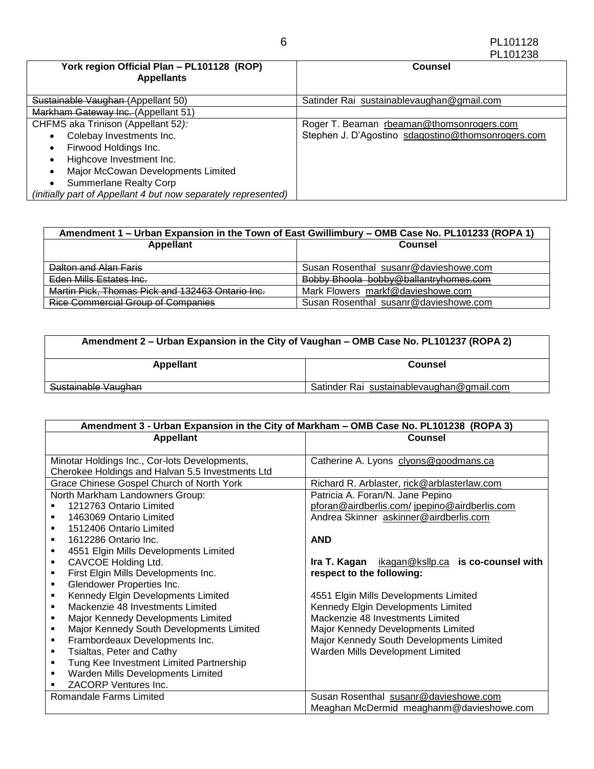| York region Official Plan – PL101128 (ROP) Appellants | Counsel |
|---|---|
| ~~Sustainable Vaughan~~ (Appellant 50) | Satinder Rai sustainablevaughan@gmail.com |
| ~~Markham Gateway Inc.~~ (Appellant 51) | |
| CHFMS aka Trinison (Appellant 52*):*<br>• Colebay Investments Inc.<br>• Firwood Holdings Inc.<br>• Highcove Investment Inc.<br>• Major McCowan Developments Limited<br>• Summerlane Realty Corp<br>*(initially part of Appellant 4 but now separately represented)* | Roger T. Beaman rbeaman@thomsonrogers.com<br>Stephen J. D'Agostino sdagostino@thomsonrogers.com |

| Amendment 1 – Urban Expansion in the Town of East Gwillimbury – OMB Case No. PL101233 (ROPA 1) | |
|---|---|
| **Appellant** | **Counsel** |
| ~~Dalton and Alan Faris~~ | Susan Rosenthal susanr@davieshowe.com |
| ~~Eden Mills Estates Inc.~~ | ~~Bobby Bhoola bobby@ballantryhomes.com~~ |
| ~~Martin Pick, Thomas Pick and 132463 Ontario Inc.~~ | Mark Flowers markf@davieshowe.com |
| ~~Rice Commercial Group of Companies~~ | Susan Rosenthal susanr@davieshowe.com |

| Amendment 2 – Urban Expansion in the City of Vaughan – OMB Case No. PL101237 (ROPA 2) | |
|---|---|
| **Appellant** | **Counsel** |
| ~~Sustainable Vaughan~~ | Satinder Rai sustainablevaughan@gmail.com |

| Amendment 3 - Urban Expansion in the City of Markham – OMB Case No. PL101238 (ROPA 3) | |
|---|---|
| **Appellant** | **Counsel** |
| Minotar Holdings Inc., Cor-lots Developments, Cherokee Holdings and Halvan 5.5 Investments Ltd | Catherine A. Lyons clyons@goodmans.ca |
| Grace Chinese Gospel Church of North York | Richard R. Arblaster, rick@arblasterlaw.com |
| North Markham Landowners Group:<br>▪ 1212763 Ontario Limited<br>▪ 1463069 Ontario Limited<br>▪ 1512406 Ontario Limited<br>▪ 1612286 Ontario Inc.<br>▪ 4551 Elgin Mills Developments Limited<br>▪ CAVCOE Holding Ltd.<br>▪ First Elgin Mills Developments Inc.<br>▪ Glendower Properties Inc.<br>▪ Kennedy Elgin Developments Limited<br>▪ Mackenzie 48 Investments Limited<br>▪ Major Kennedy Developments Limited<br>▪ Major Kennedy South Developments Limited<br>▪ Frambordeaux Developments Inc.<br>▪ Tsialtas, Peter and Cathy<br>▪ Tung Kee Investment Limited Partnership<br>▪ Warden Mills Developments Limited<br>▪ ZACORP Ventures Inc. | Patricia A. Foran/N. Jane Pepino<br>pforan@airdberlis.com/ jpepino@airdberlis.com<br>Andrea Skinner askinner@airdberlis.com<br><br>**AND**<br><br>**Ira T. Kagan** ikagan@ksllp.ca **is co-counsel with respect to the following:**<br><br>4551 Elgin Mills Developments Limited<br>Kennedy Elgin Developments Limited<br>Mackenzie 48 Investments Limited<br>Major Kennedy Developments Limited<br>Major Kennedy South Developments Limited<br>Warden Mills Development Limited |
| Romandale Farms Limited | Susan Rosenthal susanr@davieshowe.com<br>Meaghan McDermid meaghanm@davieshowe.com |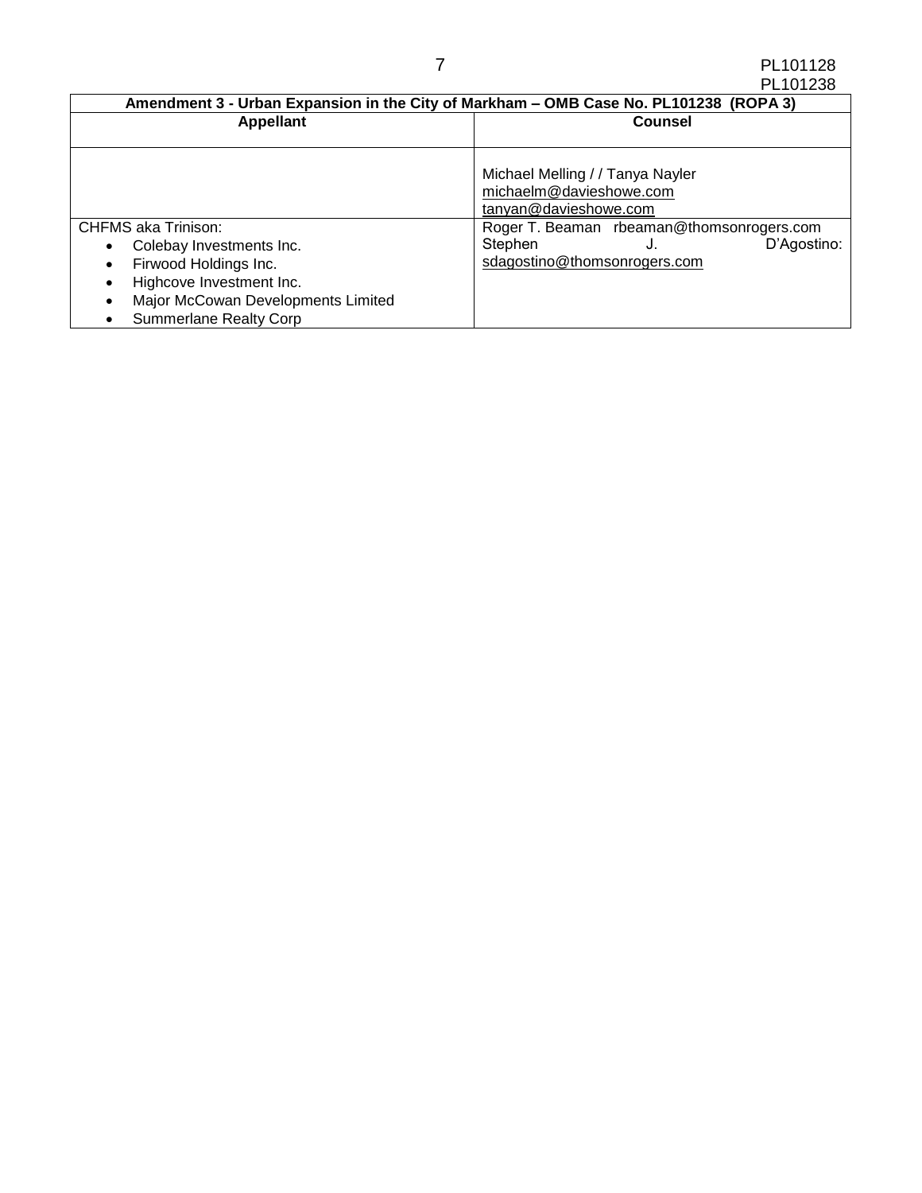| Amendment 3 - Urban Expansion in the City of Markham – OMB Case No. PL101238 (ROPA 3) | |
|---|---|
| **Appellant** | **Counsel** |
| | Michael Melling / / Tanya Nayler<br>michaelm@davieshowe.com<br>tanyan@davieshowe.com |
| CHFMS aka Trinison:<br>• Colebay Investments Inc.<br>• Firwood Holdings Inc.<br>• Highcove Investment Inc.<br>• Major McCowan Developments Limited<br>• Summerlane Realty Corp | Roger T. Beaman rbeaman@thomsonrogers.com<br>Stephen J. D'Agostino:<br>sdagostino@thomsonrogers.com |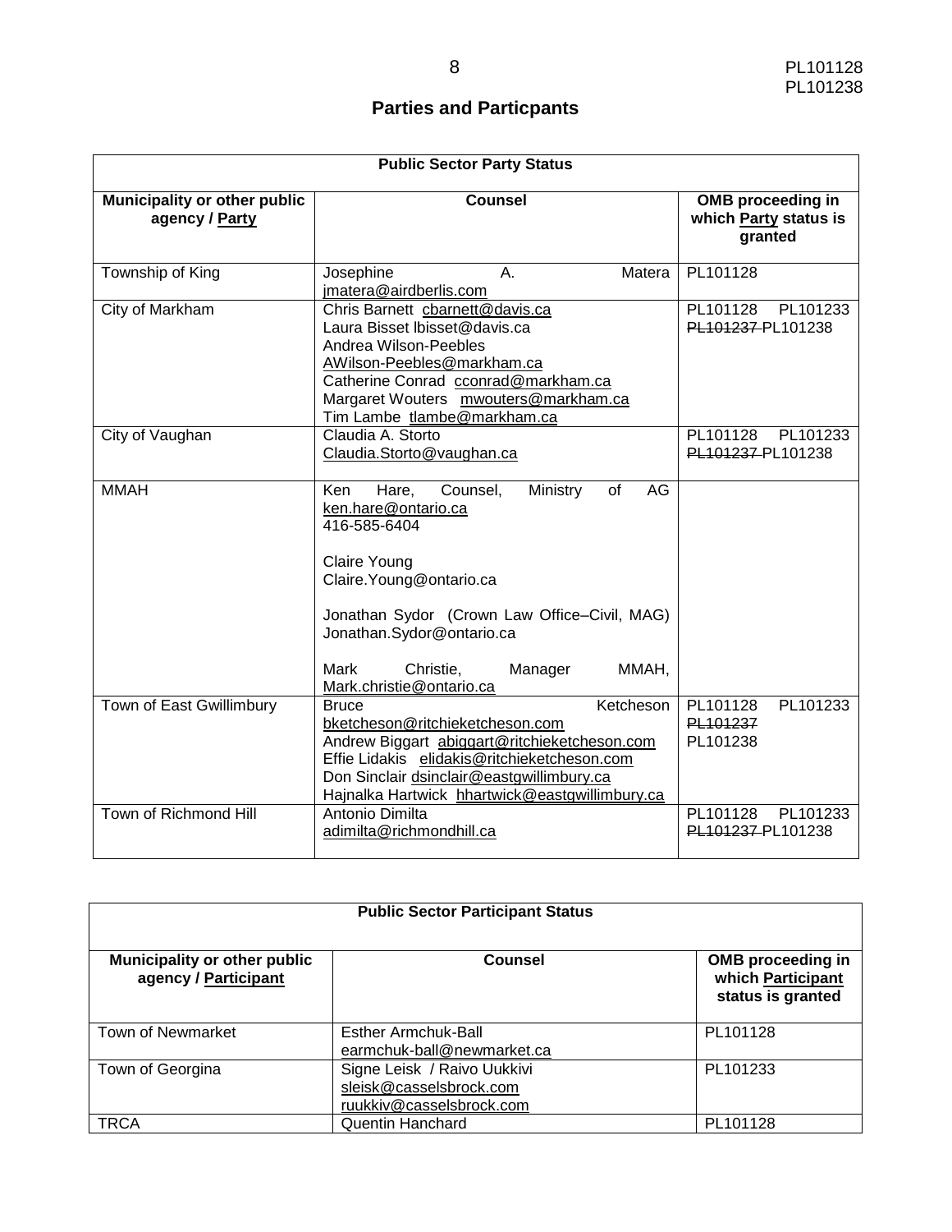## Parties and Particpants

| Public Sector Party Status | | |
|---|---|---|
| **Municipality or other public agency / Party** | **Counsel** | **OMB proceeding in which Party status is granted** |
| Township of King | Josephine A. Matera jmatera@airdberlis.com | PL101128 |
| City of Markham | Chris Barnett cbarnett@davis.ca<br>Laura Bisset lbisset@davis.ca<br>Andrea Wilson-Peebles AWilson-Peebles@markham.ca<br>Catherine Conrad cconrad@markham.ca<br>Margaret Wouters mwouters@markham.ca<br>Tim Lambe tlambe@markham.ca | PL101128 PL101233 ~~PL101237~~ PL101238 |
| City of Vaughan | Claudia A. Storto<br>Claudia.Storto@vaughan.ca | PL101128 PL101233 ~~PL101237~~ PL101238 |
| MMAH | Ken Hare, Counsel, Ministry of AG ken.hare@ontario.ca<br>416-585-6404<br><br>Claire Young<br>Claire.Young@ontario.ca<br><br>Jonathan Sydor (Crown Law Office–Civil, MAG) Jonathan.Sydor@ontario.ca<br><br>Mark Christie, Manager MMAH, Mark.christie@ontario.ca | |
| Town of East Gwillimbury | Bruce Ketcheson bketcheson@ritchieketcheson.com<br>Andrew Biggart abiggart@ritchieketcheson.com<br>Effie Lidakis elidakis@ritchieketcheson.com<br>Don Sinclair dsinclair@eastgwillimbury.ca<br>Hajnalka Hartwick hhartwick@eastgwillimbury.ca | PL101128 PL101233 ~~PL101237~~ PL101238 |
| Town of Richmond Hill | Antonio Dimilta<br>adimilta@richmondhill.ca | PL101128 PL101233 ~~PL101237~~ PL101238 |

| Public Sector Participant Status | | |
|---|---|---|
| **Municipality or other public agency / Participant** | **Counsel** | **OMB proceeding in which Participant status is granted** |
| Town of Newmarket | Esther Armchuk-Ball<br>earmchuk-ball@newmarket.ca | PL101128 |
| Town of Georgina | Signe Leisk / Raivo Uukkivi<br>sleisk@casselsbrock.com<br>ruukkiv@casselsbrock.com | PL101233 |
| TRCA | Quentin Hanchard | PL101128 |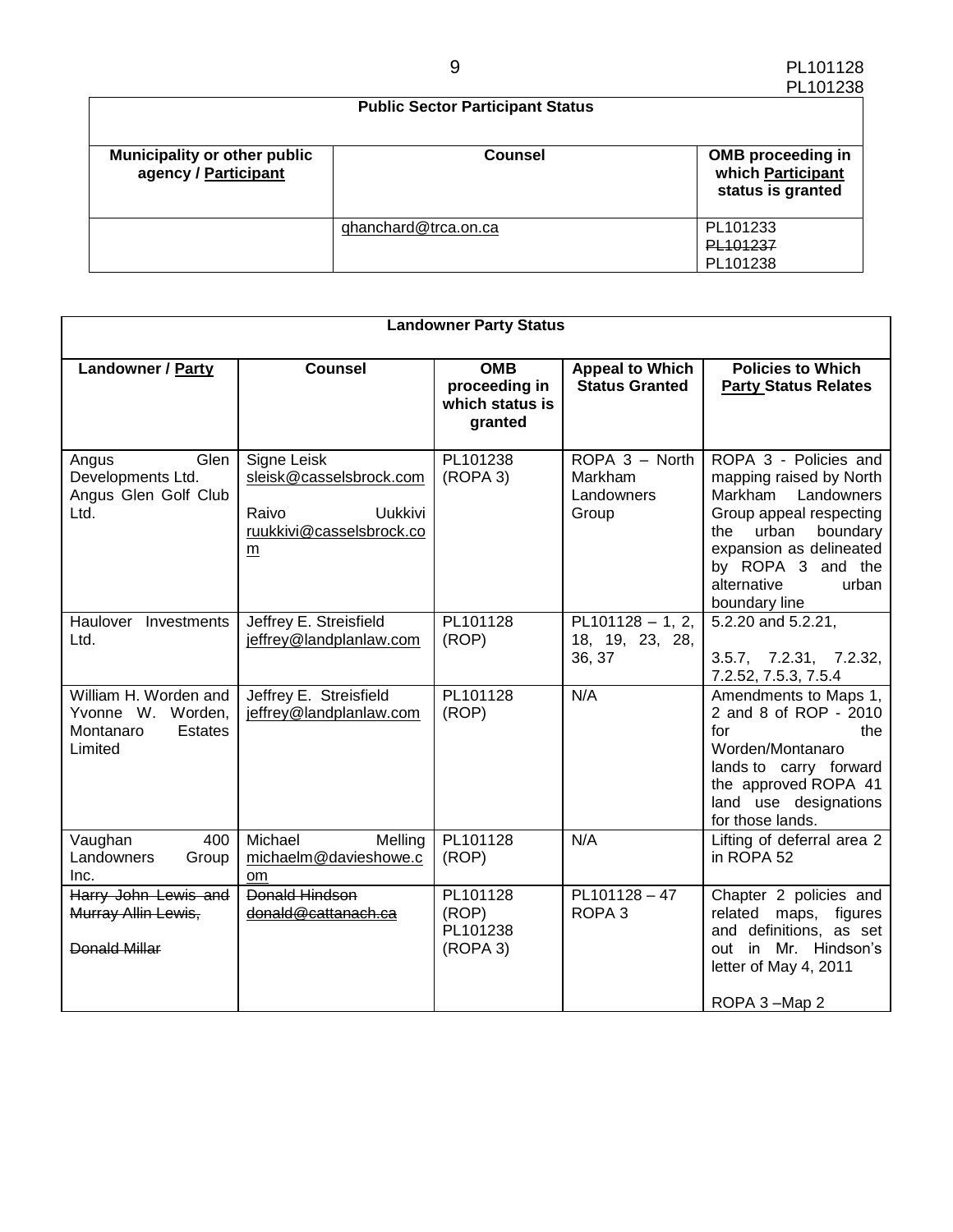| Public Sector Participant Status | | |
|---|---|---|
| **Municipality or other public agency / Participant** | **Counsel** | **OMB proceeding in which Participant status is granted** |
| | qhanchard@trca.on.ca | PL101233<br>~~PL101237~~<br>PL101238 |

| Landowner Party Status | | | | |
|---|---|---|---|---|
| **Landowner / Party** | **Counsel** | **OMB proceeding in which status is granted** | **Appeal to Which Status Granted** | **Policies to Which Party Status Relates** |
| Angus Glen Developments Ltd. Angus Glen Golf Club Ltd. | Signe Leisk sleisk@casselsbrock.com<br><br>Raivo Uukkivi ruukkivi@casselsbrock.com | PL101238 (ROPA 3) | ROPA 3 – North Markham Landowners Group | ROPA 3 - Policies and mapping raised by North Markham Landowners Group appeal respecting the urban boundary expansion as delineated by ROPA 3 and the alternative urban boundary line |
| Haulover Investments Ltd. | Jeffrey E. Streisfield jeffrey@landplanlaw.com | PL101128 (ROP) | PL101128 – 1, 2, 18, 19, 23, 28, 36, 37 | 5.2.20 and 5.2.21,<br><br>3.5.7, 7.2.31, 7.2.32, 7.2.52, 7.5.3, 7.5.4 |
| William H. Worden and Yvonne W. Worden, Montanaro Estates Limited | Jeffrey E. Streisfield jeffrey@landplanlaw.com | PL101128 (ROP) | N/A | Amendments to Maps 1, 2 and 8 of ROP - 2010 for the Worden/Montanaro lands to carry forward the approved ROPA 41 land use designations for those lands. |
| Vaughan 400 Landowners Group Inc. | Michael Melling michaelm@davieshowe.com | PL101128 (ROP) | N/A | Lifting of deferral area 2 in ROPA 52 |
| ~~Harry John Lewis and Murray Allin Lewis,~~<br><br>~~Donald Millar~~ | ~~Donald Hindson donald@cattanach.ca~~ | PL101128 (ROP)<br>PL101238 (ROPA 3) | PL101128 – 47<br>ROPA 3 | Chapter 2 policies and related maps, figures and definitions, as set out in Mr. Hindson's letter of May 4, 2011<br><br>ROPA 3 –Map 2 |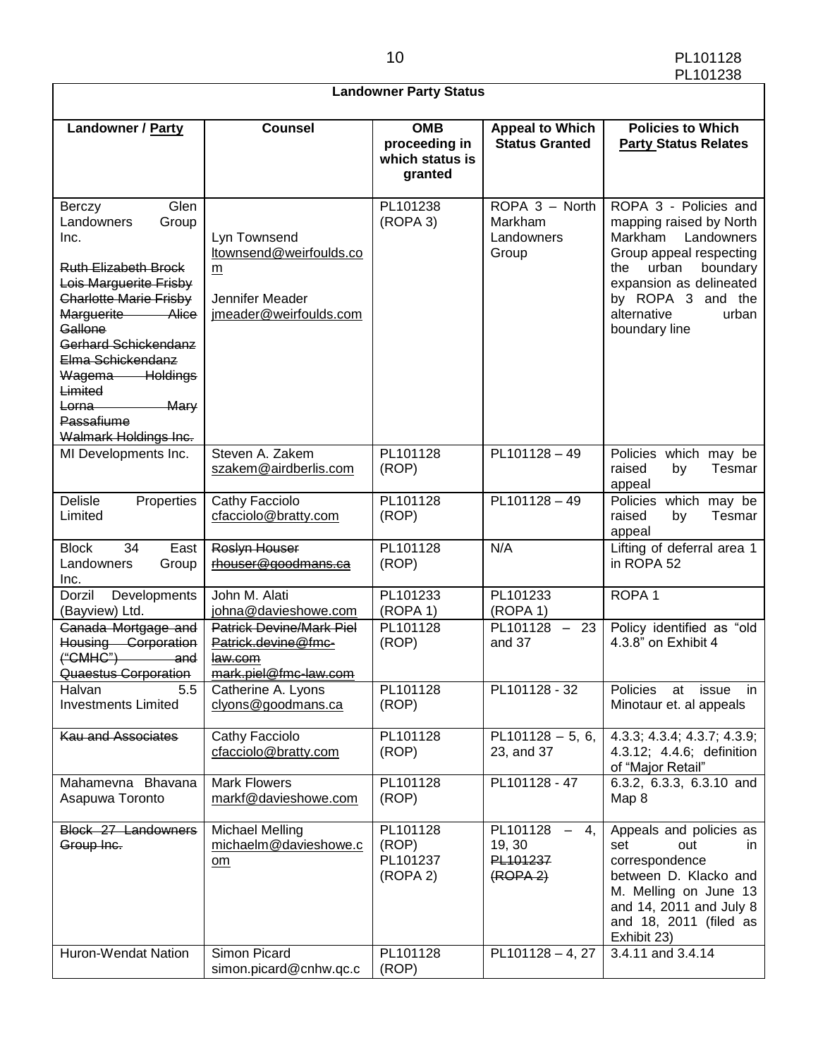| Landowner Party Status | | | | |
|---|---|---|---|---|
| **Landowner / Party** | **Counsel** | **OMB proceeding in which status is granted** | **Appeal to Which Status Granted** | **Policies to Which Party Status Relates** |
| Berczy Glen Landowners Group Inc.<br><br>~~Ruth Elizabeth Brock~~<br>~~Lois Marguerite Frisby~~<br>~~Charlotte Marie Frisby~~<br>~~Marguerite Alice Gallone~~<br>~~Gerhard Schickendanz~~<br>~~Elma Schickendanz~~<br>~~Wagema Holdings Limited~~<br>~~Lorna Mary Passafiume~~<br>~~Walmark Holdings Inc.~~ | Lyn Townsend<br>ltownsend@weirfoulds.com<br><br>Jennifer Meader<br>jmeader@weirfoulds.com | PL101238 (ROPA 3) | ROPA 3 – North Markham Landowners Group | ROPA 3 - Policies and mapping raised by North Markham Landowners Group appeal respecting the urban boundary expansion as delineated by ROPA 3 and the alternative urban boundary line |
| MI Developments Inc. | Steven A. Zakem<br>szakem@airdberlis.com | PL101128 (ROP) | PL101128 – 49 | Policies which may be raised by Tesmar appeal |
| Delisle Properties Limited | Cathy Facciolo<br>cfacciolo@bratty.com | PL101128 (ROP) | PL101128 – 49 | Policies which may be raised by Tesmar appeal |
| Block 34 East Landowners Group Inc. | ~~Roslyn Houser~~<br>~~rhouser@goodmans.ca~~ | PL101128 (ROP) | N/A | Lifting of deferral area 1 in ROPA 52 |
| Dorzil Developments (Bayview) Ltd. | John M. Alati<br>johna@davieshowe.com | PL101233 (ROPA 1) | PL101233 (ROPA 1) | ROPA 1 |
| ~~Canada Mortgage and Housing Corporation ("CMHC") and Quaestus Corporation~~ | ~~Patrick Devine/Mark Piel~~<br>~~Patrick.devine@fmc-law.com~~<br>~~mark.piel@fmc-law.com~~ | PL101128 (ROP) | PL101128 – 23 and 37 | Policy identified as "old 4.3.8" on Exhibit 4 |
| Halvan 5.5 Investments Limited | Catherine A. Lyons<br>clyons@goodmans.ca | PL101128 (ROP) | PL101128 - 32 | Policies at issue in Minotaur et. al appeals |
| ~~Kau and Associates~~ | Cathy Facciolo<br>cfacciolo@bratty.com | PL101128 (ROP) | PL101128 – 5, 6, 23, and 37 | 4.3.3; 4.3.4; 4.3.7; 4.3.9; 4.3.12; 4.4.6; definition of "Major Retail" |
| Mahamevna Bhavana Asapuwa Toronto | Mark Flowers<br>markf@davieshowe.com | PL101128 (ROP) | PL101128 - 47 | 6.3.2, 6.3.3, 6.3.10 and Map 8 |
| ~~Block 27 Landowners Group Inc.~~ | Michael Melling<br>michaelm@davieshowe.com | PL101128 (ROP)<br>PL101237 (ROPA 2) | PL101128 – 4, 19, 30<br>~~PL101237 (ROPA 2)~~ | Appeals and policies as set out in correspondence between D. Klacko and M. Melling on June 13 and 14, 2011 and July 8 and 18, 2011 (filed as Exhibit 23) |
| Huron-Wendat Nation | Simon Picard<br>simon.picard@cnhw.qc.c | PL101128 (ROP) | PL101128 – 4, 27 | 3.4.11 and 3.4.14 |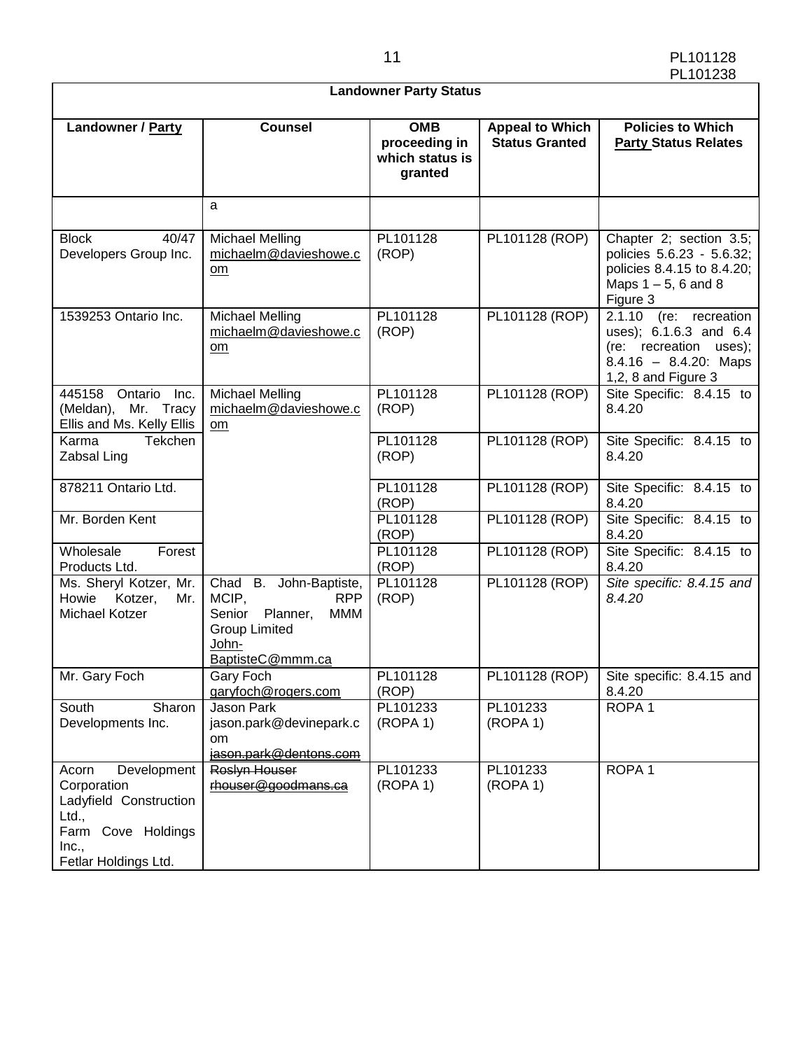| Landowner Party Status | | | | |
|---|---|---|---|---|
| **Landowner / Party** | **Counsel** | **OMB proceeding in which status is granted** | **Appeal to Which Status Granted** | **Policies to Which Party Status Relates** |
| | a | | | |
| Block 40/47 Developers Group Inc. | Michael Melling michaelm@davieshowe.com | PL101128 (ROP) | PL101128 (ROP) | Chapter 2; section 3.5; policies 5.6.23 - 5.6.32; policies 8.4.15 to 8.4.20; Maps 1 – 5, 6 and 8 Figure 3 |
| 1539253 Ontario Inc. | Michael Melling michaelm@davieshowe.com | PL101128 (ROP) | PL101128 (ROP) | 2.1.10 (re: recreation uses); 6.1.6.3 and 6.4 (re: recreation uses); 8.4.16 – 8.4.20: Maps 1,2, 8 and Figure 3 |
| 445158 Ontario Inc. (Meldan), Mr. Tracy Ellis and Ms. Kelly Ellis | Michael Melling michaelm@davieshowe.com | PL101128 (ROP) | PL101128 (ROP) | Site Specific: 8.4.15 to 8.4.20 |
| Karma Tekchen Zabsal Ling | | PL101128 (ROP) | PL101128 (ROP) | Site Specific: 8.4.15 to 8.4.20 |
| 878211 Ontario Ltd. | | PL101128 (ROP) | PL101128 (ROP) | Site Specific: 8.4.15 to 8.4.20 |
| Mr. Borden Kent | | PL101128 (ROP) | PL101128 (ROP) | Site Specific: 8.4.15 to 8.4.20 |
| Wholesale Forest Products Ltd. | | PL101128 (ROP) | PL101128 (ROP) | Site Specific: 8.4.15 to 8.4.20 |
| Ms. Sheryl Kotzer, Mr. Howie Kotzer, Mr. Michael Kotzer | Chad B. John-Baptiste, MCIP, RPP Senior Planner, MMM Group Limited John-BaptisteC@mmm.ca | PL101128 (ROP) | PL101128 (ROP) | *Site specific: 8.4.15 and 8.4.20* |
| Mr. Gary Foch | Gary Foch garyfoch@rogers.com | PL101128 (ROP) | PL101128 (ROP) | Site specific: 8.4.15 and 8.4.20 |
| South Sharon Developments Inc. | Jason Park jason.park@devinepark.com ~~jason.park@dentons.com~~ | PL101233 (ROPA 1) | PL101233 (ROPA 1) | ROPA 1 |
| Acorn Development Corporation Ladyfield Construction Ltd., Farm Cove Holdings Inc., Fetlar Holdings Ltd. | ~~Roslyn Houser rhouser@goodmans.ca~~ | PL101233 (ROPA 1) | PL101233 (ROPA 1) | ROPA 1 |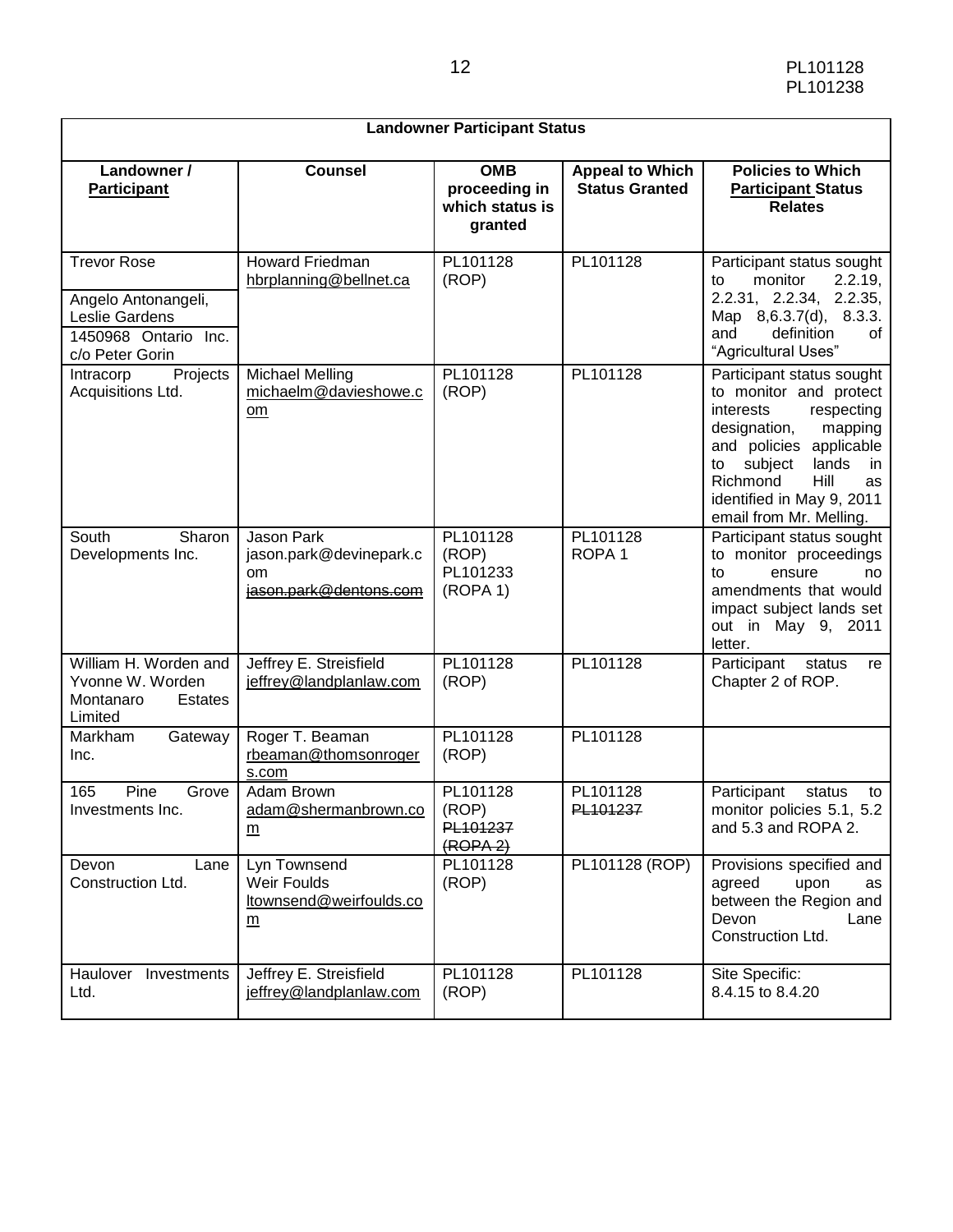| Landowner Participant Status | | | | |
|---|---|---|---|---|
| **Landowner / Participant** | **Counsel** | **OMB proceeding in which status is granted** | **Appeal to Which Status Granted** | **Policies to Which Participant Status Relates** |
| Trevor Rose<br>Angelo Antonangeli, Leslie Gardens<br>1450968 Ontario Inc. c/o Peter Gorin | Howard Friedman<br>hbrplanning@bellnet.ca | PL101128 (ROP) | PL101128 | Participant status sought to monitor 2.2.19, 2.2.31, 2.2.34, 2.2.35, Map 8,6.3.7(d), 8.3.3. and definition of "Agricultural Uses" |
| Intracorp Projects Acquisitions Ltd. | Michael Melling<br>michaelm@davieshowe.com | PL101128 (ROP) | PL101128 | Participant status sought to monitor and protect interests respecting designation, mapping and policies applicable to subject lands in Richmond Hill as identified in May 9, 2011 email from Mr. Melling. |
| South Sharon Developments Inc. | Jason Park<br>jason.park@devinepark.com<br>~~jason.park@dentons.com~~ | PL101128 (ROP)<br>PL101233 (ROPA 1) | PL101128<br>ROPA 1 | Participant status sought to monitor proceedings to ensure no amendments that would impact subject lands set out in May 9, 2011 letter. |
| William H. Worden and Yvonne W. Worden<br>Montanaro Estates Limited | Jeffrey E. Streisfield<br>jeffrey@landplanlaw.com | PL101128 (ROP) | PL101128 | Participant status re Chapter 2 of ROP. |
| Markham Gateway Inc. | Roger T. Beaman<br>rbeaman@thomsonrogers.com | PL101128 (ROP) | PL101128 | |
| 165 Pine Grove Investments Inc. | Adam Brown<br>adam@shermanbrown.com | PL101128 (ROP)<br>~~PL101237 (ROPA 2)~~ | PL101128<br>~~PL101237~~ | Participant status to monitor policies 5.1, 5.2 and 5.3 and ROPA 2. |
| Devon Lane Construction Ltd. | Lyn Townsend<br>Weir Foulds<br>ltownsend@weirfoulds.com | PL101128 (ROP) | PL101128 (ROP) | Provisions specified and agreed upon as between the Region and Devon Lane Construction Ltd. |
| Haulover Investments Ltd. | Jeffrey E. Streisfield<br>jeffrey@landplanlaw.com | PL101128 (ROP) | PL101128 | Site Specific:<br>8.4.15 to 8.4.20 |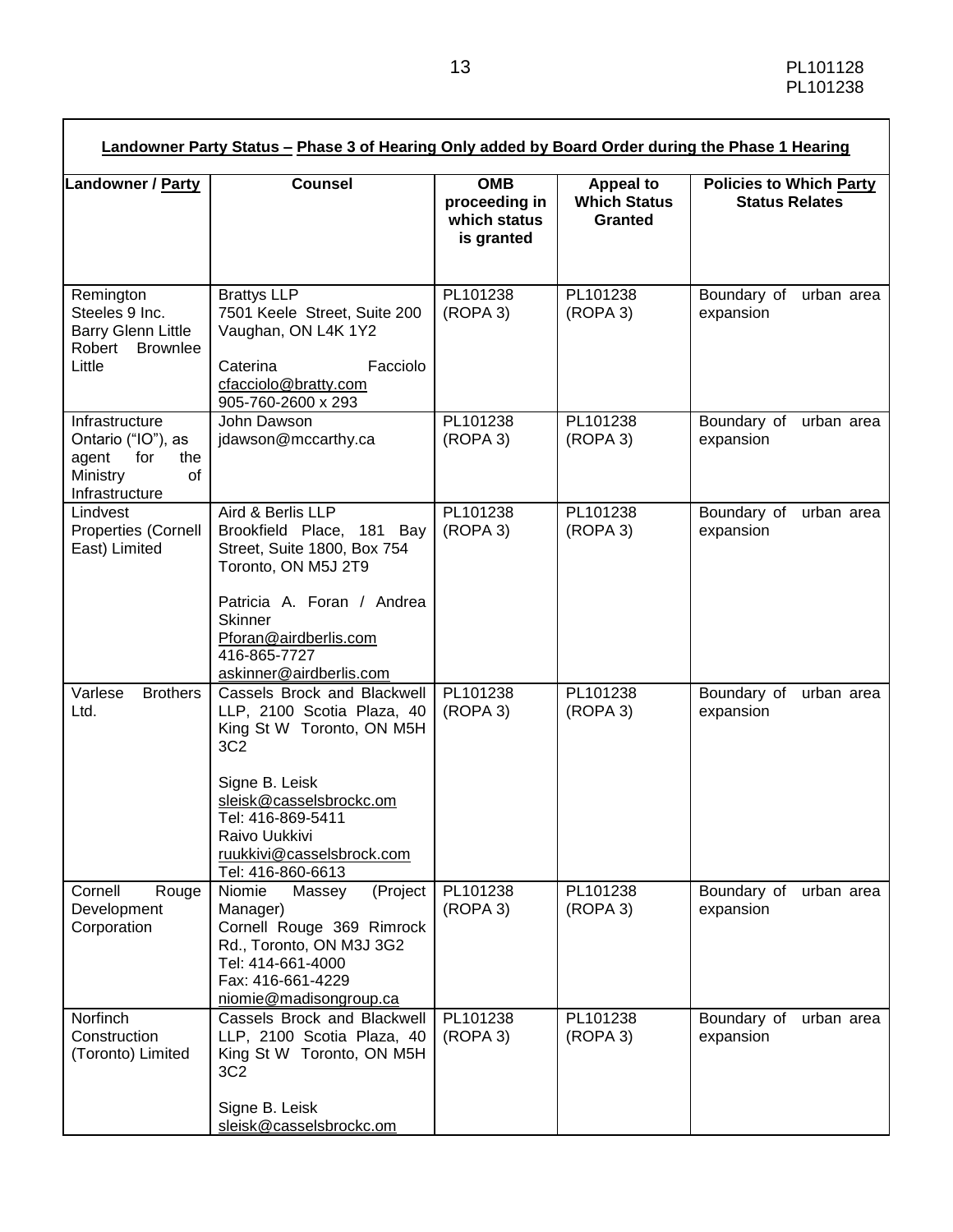| **Landowner Party Status – Phase 3 of Hearing Only added by Board Order during the Phase 1 Hearing** | | | | |
|---|---|---|---|---|
| **Landowner / Party** | **Counsel** | **OMB proceeding in which status is granted** | **Appeal to Which Status Granted** | **Policies to Which Party Status Relates** |
| Remington Steeles 9 Inc. Barry Glenn Little Robert Brownlee Little | Brattys LLP 7501 Keele Street, Suite 200 Vaughan, ON L4K 1Y2<br><br>Caterina Facciolo cfacciolo@bratty.com 905-760-2600 x 293 | PL101238 (ROPA 3) | PL101238 (ROPA 3) | Boundary of urban area expansion |
| Infrastructure Ontario ("IO"), as agent for the Ministry of Infrastructure | John Dawson jdawson@mccarthy.ca | PL101238 (ROPA 3) | PL101238 (ROPA 3) | Boundary of urban area expansion |
| Lindvest Properties (Cornell East) Limited | Aird & Berlis LLP Brookfield Place, 181 Bay Street, Suite 1800, Box 754 Toronto, ON M5J 2T9<br><br>Patricia A. Foran / Andrea Skinner Pforan@airdberlis.com 416-865-7727 askinner@airdberlis.com | PL101238 (ROPA 3) | PL101238 (ROPA 3) | Boundary of urban area expansion |
| Varlese Brothers Ltd. | Cassels Brock and Blackwell LLP, 2100 Scotia Plaza, 40 King St W Toronto, ON M5H 3C2<br><br>Signe B. Leisk sleisk@casselsbrockc.om Tel: 416-869-5411 Raivo Uukkivi ruukkivi@casselsbrock.com Tel: 416-860-6613 | PL101238 (ROPA 3) | PL101238 (ROPA 3) | Boundary of urban area expansion |
| Cornell Rouge Development Corporation | Niomie Massey (Project Manager) Cornell Rouge 369 Rimrock Rd., Toronto, ON M3J 3G2 Tel: 414-661-4000 Fax: 416-661-4229 niomie@madisongroup.ca | PL101238 (ROPA 3) | PL101238 (ROPA 3) | Boundary of urban area expansion |
| Norfinch Construction (Toronto) Limited | Cassels Brock and Blackwell LLP, 2100 Scotia Plaza, 40 King St W Toronto, ON M5H 3C2<br><br>Signe B. Leisk sleisk@casselsbrockc.om | PL101238 (ROPA 3) | PL101238 (ROPA 3) | Boundary of urban area expansion |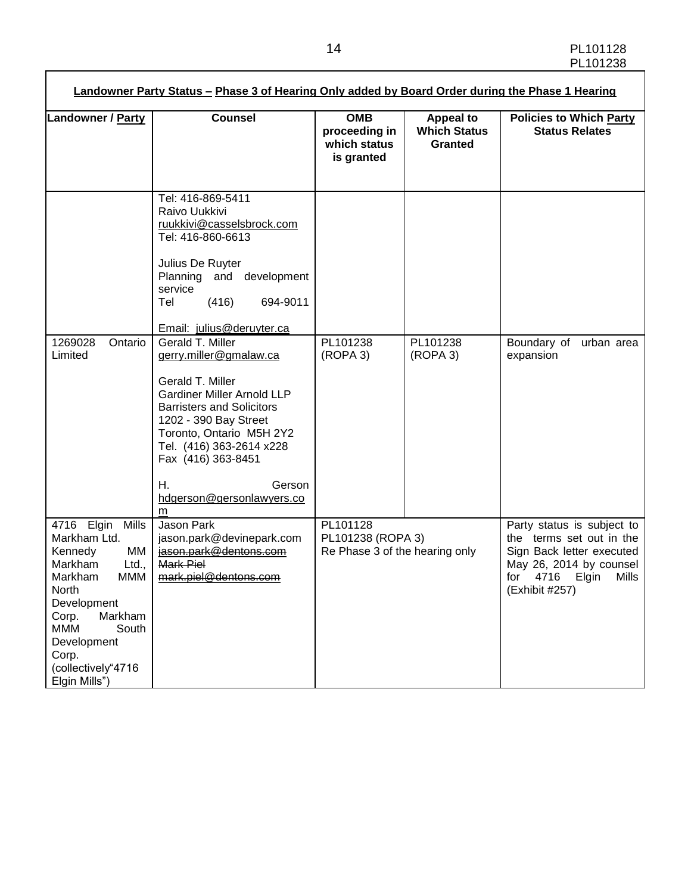| Landowner Party Status – Phase 3 of Hearing Only added by Board Order during the Phase 1 Hearing | | | | |
|---|---|---|---|---|
| **Landowner / Party** | **Counsel** | **OMB proceeding in which status is granted** | **Appeal to Which Status Granted** | **Policies to Which Party Status Relates** |
| | Tel: 416-869-5411<br>Raivo Uukkivi<br>ruukkivi@casselsbrock.com<br>Tel: 416-860-6613<br><br>Julius De Ruyter<br>Planning and development service<br>Tel (416) 694-9011<br><br>Email: julius@deruyter.ca | | | |
| 1269028 Ontario Limited | Gerald T. Miller<br>gerry.miller@gmalaw.ca<br><br>Gerald T. Miller<br>Gardiner Miller Arnold LLP<br>Barristers and Solicitors<br>1202 - 390 Bay Street<br>Toronto, Ontario M5H 2Y2<br>Tel. (416) 363-2614 x228<br>Fax (416) 363-8451<br><br>H. Gerson<br>hdgerson@gersonlawyers.com | PL101238 (ROPA 3) | PL101238 (ROPA 3) | Boundary of urban area expansion |
| 4716 Elgin Mills Markham Ltd. Kennedy MM Markham Ltd., Markham MMM North Development Corp. Markham MMM South Development Corp. (collectively"4716 Elgin Mills") | Jason Park<br>jason.park@devinepark.com<br>~~jason.park@dentons.com~~<br>~~Mark Piel~~<br>~~mark.piel@dentons.com~~ | PL101128<br>PL101238 (ROPA 3)<br>Re Phase 3 of the hearing only | | Party status is subject to the terms set out in the Sign Back letter executed May 26, 2014 by counsel for 4716 Elgin Mills (Exhibit #257) |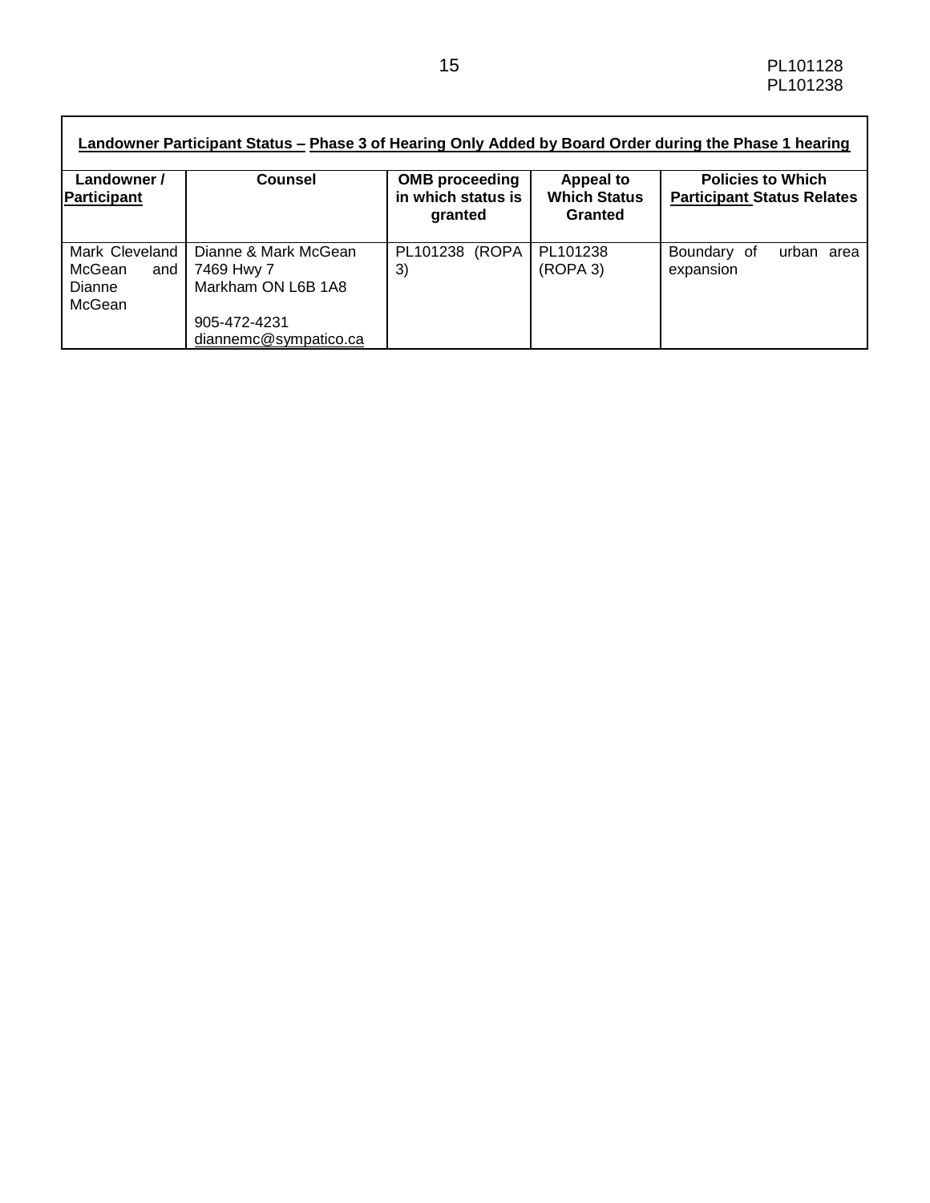**Landowner Participant Status – Phase 3 of Hearing Only Added by Board Order during the Phase 1 hearing**

| Landowner / Participant | Counsel | OMB proceeding in which status is granted | Appeal to Which Status Granted | Policies to Which Participant Status Relates |
|---|---|---|---|---|
| Mark Cleveland McGean and Dianne McGean | Dianne & Mark McGean<br>7469 Hwy 7<br>Markham ON L6B 1A8<br><br>905-472-4231<br>diannemc@sympatico.ca | PL101238 (ROPA 3) | PL101238 (ROPA 3) | Boundary of urban area expansion |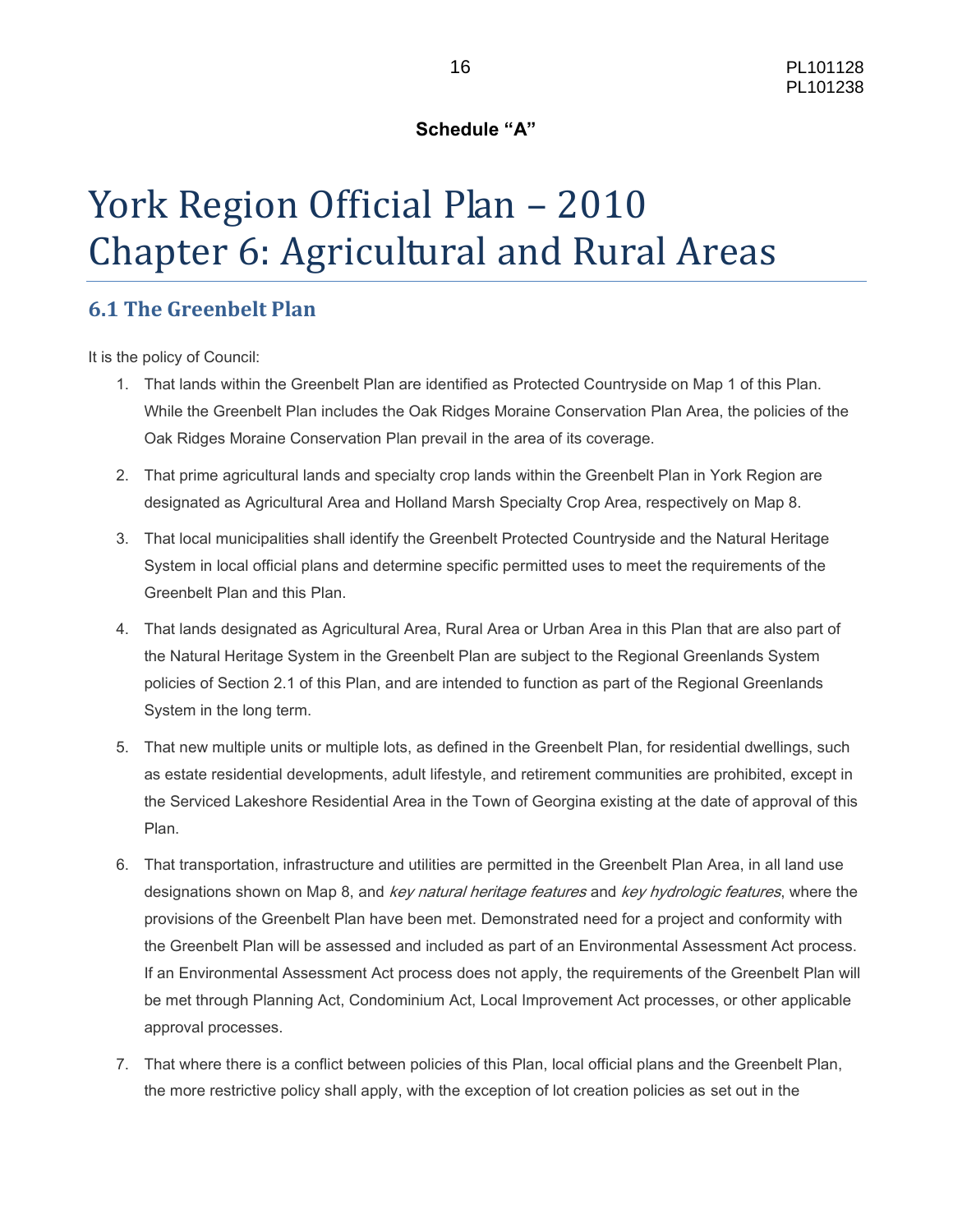**Schedule "A"**

# York Region Official Plan – 2010
# Chapter 6: Agricultural and Rural Areas

## 6.1 The Greenbelt Plan

It is the policy of Council:

1. That lands within the Greenbelt Plan are identified as Protected Countryside on Map 1 of this Plan. While the Greenbelt Plan includes the Oak Ridges Moraine Conservation Plan Area, the policies of the Oak Ridges Moraine Conservation Plan prevail in the area of its coverage.

2. That prime agricultural lands and specialty crop lands within the Greenbelt Plan in York Region are designated as Agricultural Area and Holland Marsh Specialty Crop Area, respectively on Map 8.

3. That local municipalities shall identify the Greenbelt Protected Countryside and the Natural Heritage System in local official plans and determine specific permitted uses to meet the requirements of the Greenbelt Plan and this Plan.

4. That lands designated as Agricultural Area, Rural Area or Urban Area in this Plan that are also part of the Natural Heritage System in the Greenbelt Plan are subject to the Regional Greenlands System policies of Section 2.1 of this Plan, and are intended to function as part of the Regional Greenlands System in the long term.

5. That new multiple units or multiple lots, as defined in the Greenbelt Plan, for residential dwellings, such as estate residential developments, adult lifestyle, and retirement communities are prohibited, except in the Serviced Lakeshore Residential Area in the Town of Georgina existing at the date of approval of this Plan.

6. That transportation, infrastructure and utilities are permitted in the Greenbelt Plan Area, in all land use designations shown on Map 8, and *key natural heritage features* and *key hydrologic features*, where the provisions of the Greenbelt Plan have been met. Demonstrated need for a project and conformity with the Greenbelt Plan will be assessed and included as part of an Environmental Assessment Act process. If an Environmental Assessment Act process does not apply, the requirements of the Greenbelt Plan will be met through Planning Act, Condominium Act, Local Improvement Act processes, or other applicable approval processes.

7. That where there is a conflict between policies of this Plan, local official plans and the Greenbelt Plan, the more restrictive policy shall apply, with the exception of lot creation policies as set out in the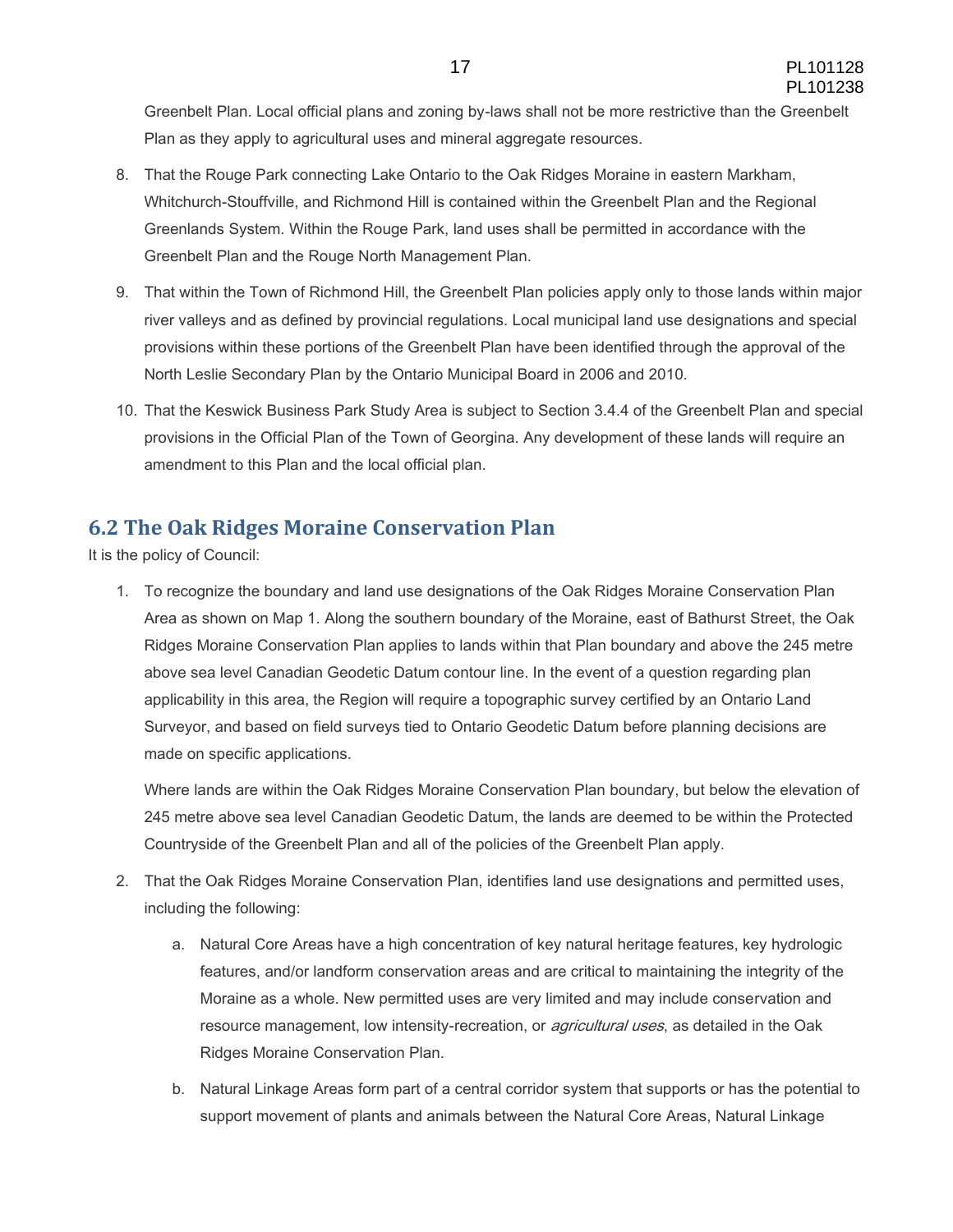Greenbelt Plan. Local official plans and zoning by-laws shall not be more restrictive than the Greenbelt Plan as they apply to agricultural uses and mineral aggregate resources.

8. That the Rouge Park connecting Lake Ontario to the Oak Ridges Moraine in eastern Markham, Whitchurch-Stouffville, and Richmond Hill is contained within the Greenbelt Plan and the Regional Greenlands System. Within the Rouge Park, land uses shall be permitted in accordance with the Greenbelt Plan and the Rouge North Management Plan.

9. That within the Town of Richmond Hill, the Greenbelt Plan policies apply only to those lands within major river valleys and as defined by provincial regulations. Local municipal land use designations and special provisions within these portions of the Greenbelt Plan have been identified through the approval of the North Leslie Secondary Plan by the Ontario Municipal Board in 2006 and 2010.

10. That the Keswick Business Park Study Area is subject to Section 3.4.4 of the Greenbelt Plan and special provisions in the Official Plan of the Town of Georgina. Any development of these lands will require an amendment to this Plan and the local official plan.

## 6.2 The Oak Ridges Moraine Conservation Plan

It is the policy of Council:

1. To recognize the boundary and land use designations of the Oak Ridges Moraine Conservation Plan Area as shown on Map 1. Along the southern boundary of the Moraine, east of Bathurst Street, the Oak Ridges Moraine Conservation Plan applies to lands within that Plan boundary and above the 245 metre above sea level Canadian Geodetic Datum contour line. In the event of a question regarding plan applicability in this area, the Region will require a topographic survey certified by an Ontario Land Surveyor, and based on field surveys tied to Ontario Geodetic Datum before planning decisions are made on specific applications.

   Where lands are within the Oak Ridges Moraine Conservation Plan boundary, but below the elevation of 245 metre above sea level Canadian Geodetic Datum, the lands are deemed to be within the Protected Countryside of the Greenbelt Plan and all of the policies of the Greenbelt Plan apply.

2. That the Oak Ridges Moraine Conservation Plan, identifies land use designations and permitted uses, including the following:

   a. Natural Core Areas have a high concentration of key natural heritage features, key hydrologic features, and/or landform conservation areas and are critical to maintaining the integrity of the Moraine as a whole. New permitted uses are very limited and may include conservation and resource management, low intensity-recreation, or *agricultural uses*, as detailed in the Oak Ridges Moraine Conservation Plan.

   b. Natural Linkage Areas form part of a central corridor system that supports or has the potential to support movement of plants and animals between the Natural Core Areas, Natural Linkage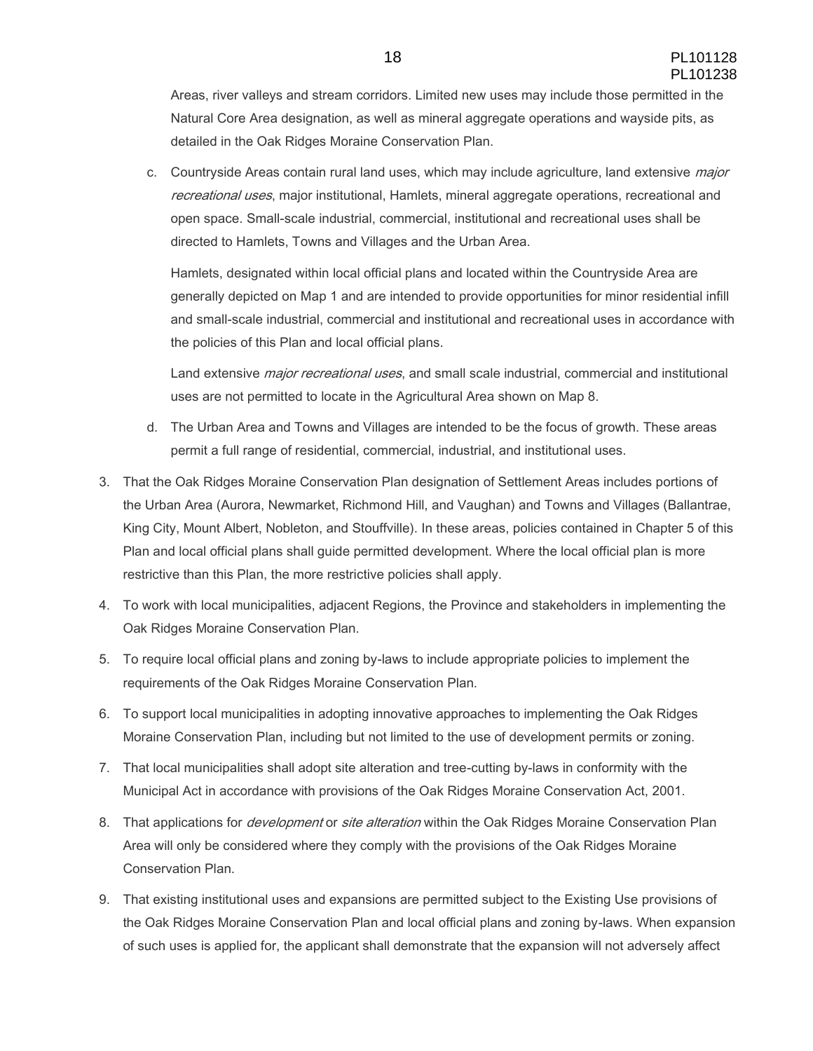Areas, river valleys and stream corridors. Limited new uses may include those permitted in the Natural Core Area designation, as well as mineral aggregate operations and wayside pits, as detailed in the Oak Ridges Moraine Conservation Plan.

   c. Countryside Areas contain rural land uses, which may include agriculture, land extensive *major recreational uses*, major institutional, Hamlets, mineral aggregate operations, recreational and open space. Small-scale industrial, commercial, institutional and recreational uses shall be directed to Hamlets, Towns and Villages and the Urban Area.

      Hamlets, designated within local official plans and located within the Countryside Area are generally depicted on Map 1 and are intended to provide opportunities for minor residential infill and small-scale industrial, commercial and institutional and recreational uses in accordance with the policies of this Plan and local official plans.

      Land extensive *major recreational uses*, and small scale industrial, commercial and institutional uses are not permitted to locate in the Agricultural Area shown on Map 8.

   d. The Urban Area and Towns and Villages are intended to be the focus of growth. These areas permit a full range of residential, commercial, industrial, and institutional uses.

3. That the Oak Ridges Moraine Conservation Plan designation of Settlement Areas includes portions of the Urban Area (Aurora, Newmarket, Richmond Hill, and Vaughan) and Towns and Villages (Ballantrae, King City, Mount Albert, Nobleton, and Stouffville). In these areas, policies contained in Chapter 5 of this Plan and local official plans shall guide permitted development. Where the local official plan is more restrictive than this Plan, the more restrictive policies shall apply.

4. To work with local municipalities, adjacent Regions, the Province and stakeholders in implementing the Oak Ridges Moraine Conservation Plan.

5. To require local official plans and zoning by-laws to include appropriate policies to implement the requirements of the Oak Ridges Moraine Conservation Plan.

6. To support local municipalities in adopting innovative approaches to implementing the Oak Ridges Moraine Conservation Plan, including but not limited to the use of development permits or zoning.

7. That local municipalities shall adopt site alteration and tree-cutting by-laws in conformity with the Municipal Act in accordance with provisions of the Oak Ridges Moraine Conservation Act, 2001.

8. That applications for *development* or *site alteration* within the Oak Ridges Moraine Conservation Plan Area will only be considered where they comply with the provisions of the Oak Ridges Moraine Conservation Plan.

9. That existing institutional uses and expansions are permitted subject to the Existing Use provisions of the Oak Ridges Moraine Conservation Plan and local official plans and zoning by-laws. When expansion of such uses is applied for, the applicant shall demonstrate that the expansion will not adversely affect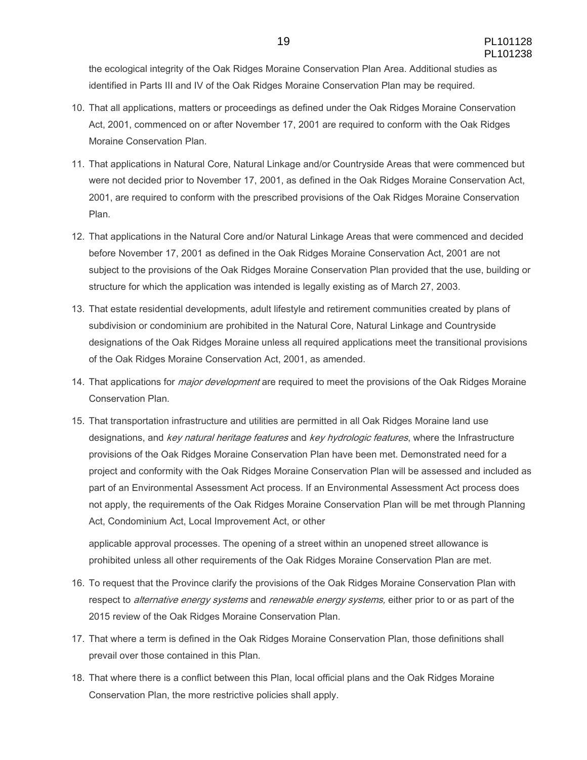the ecological integrity of the Oak Ridges Moraine Conservation Plan Area. Additional studies as identified in Parts III and IV of the Oak Ridges Moraine Conservation Plan may be required.

10. That all applications, matters or proceedings as defined under the Oak Ridges Moraine Conservation Act, 2001, commenced on or after November 17, 2001 are required to conform with the Oak Ridges Moraine Conservation Plan.

11. That applications in Natural Core, Natural Linkage and/or Countryside Areas that were commenced but were not decided prior to November 17, 2001, as defined in the Oak Ridges Moraine Conservation Act, 2001, are required to conform with the prescribed provisions of the Oak Ridges Moraine Conservation Plan.

12. That applications in the Natural Core and/or Natural Linkage Areas that were commenced and decided before November 17, 2001 as defined in the Oak Ridges Moraine Conservation Act, 2001 are not subject to the provisions of the Oak Ridges Moraine Conservation Plan provided that the use, building or structure for which the application was intended is legally existing as of March 27, 2003.

13. That estate residential developments, adult lifestyle and retirement communities created by plans of subdivision or condominium are prohibited in the Natural Core, Natural Linkage and Countryside designations of the Oak Ridges Moraine unless all required applications meet the transitional provisions of the Oak Ridges Moraine Conservation Act, 2001, as amended.

14. That applications for *major development* are required to meet the provisions of the Oak Ridges Moraine Conservation Plan.

15. That transportation infrastructure and utilities are permitted in all Oak Ridges Moraine land use designations, and *key natural heritage features* and *key hydrologic features*, where the Infrastructure provisions of the Oak Ridges Moraine Conservation Plan have been met. Demonstrated need for a project and conformity with the Oak Ridges Moraine Conservation Plan will be assessed and included as part of an Environmental Assessment Act process. If an Environmental Assessment Act process does not apply, the requirements of the Oak Ridges Moraine Conservation Plan will be met through Planning Act, Condominium Act, Local Improvement Act, or other applicable approval processes. The opening of a street within an unopened street allowance is prohibited unless all other requirements of the Oak Ridges Moraine Conservation Plan are met.

16. To request that the Province clarify the provisions of the Oak Ridges Moraine Conservation Plan with respect to *alternative energy systems* and *renewable energy systems,* either prior to or as part of the 2015 review of the Oak Ridges Moraine Conservation Plan.

17. That where a term is defined in the Oak Ridges Moraine Conservation Plan, those definitions shall prevail over those contained in this Plan.

18. That where there is a conflict between this Plan, local official plans and the Oak Ridges Moraine Conservation Plan, the more restrictive policies shall apply.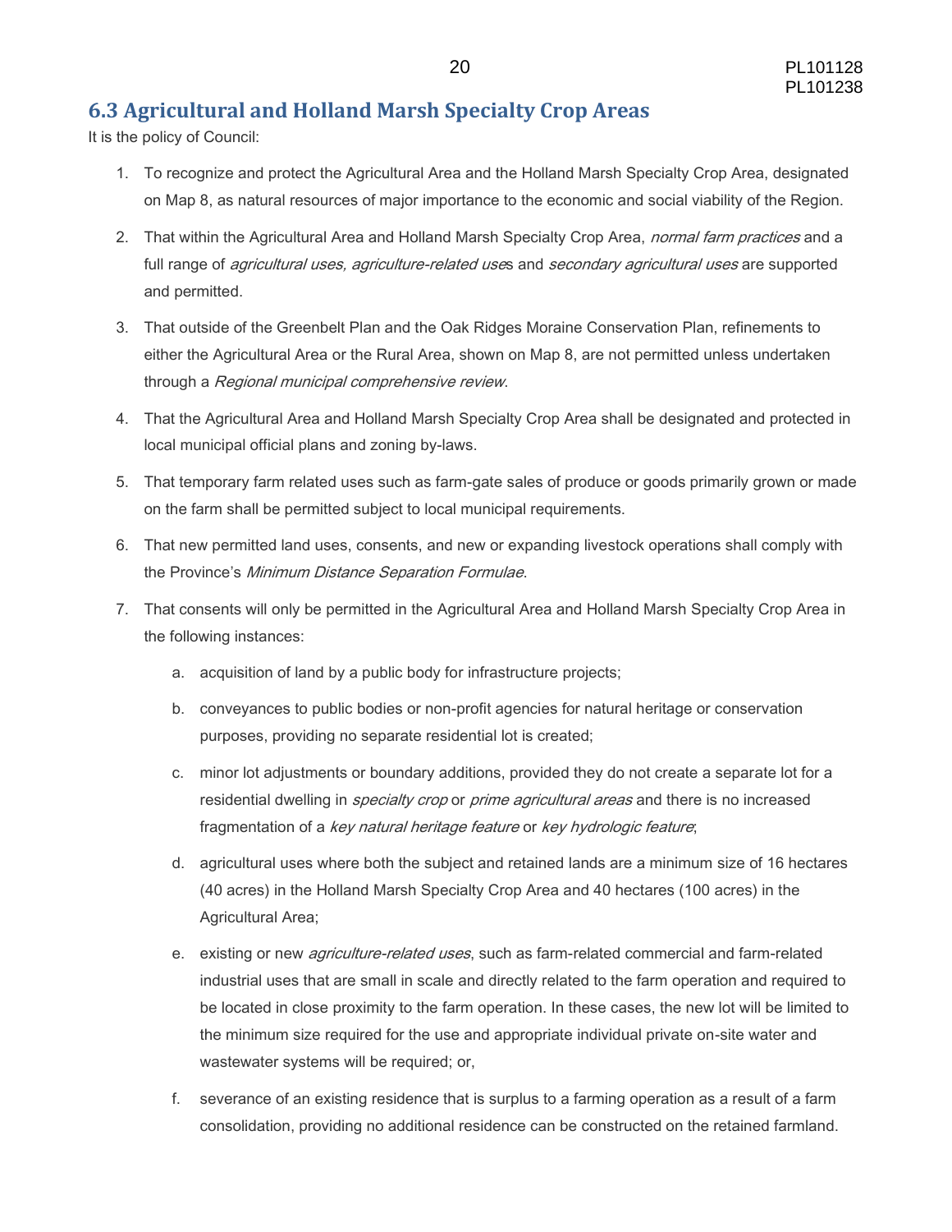## 6.3 Agricultural and Holland Marsh Specialty Crop Areas

It is the policy of Council:

1. To recognize and protect the Agricultural Area and the Holland Marsh Specialty Crop Area, designated on Map 8, as natural resources of major importance to the economic and social viability of the Region.
2. That within the Agricultural Area and Holland Marsh Specialty Crop Area, *normal farm practices* and a full range of *agricultural uses, agriculture-related use*s and *secondary agricultural uses* are supported and permitted.
3. That outside of the Greenbelt Plan and the Oak Ridges Moraine Conservation Plan, refinements to either the Agricultural Area or the Rural Area, shown on Map 8, are not permitted unless undertaken through a *Regional municipal comprehensive review*.
4. That the Agricultural Area and Holland Marsh Specialty Crop Area shall be designated and protected in local municipal official plans and zoning by-laws.
5. That temporary farm related uses such as farm-gate sales of produce or goods primarily grown or made on the farm shall be permitted subject to local municipal requirements.
6. That new permitted land uses, consents, and new or expanding livestock operations shall comply with the Province's *Minimum Distance Separation Formulae*.
7. That consents will only be permitted in the Agricultural Area and Holland Marsh Specialty Crop Area in the following instances:
   a. acquisition of land by a public body for infrastructure projects;
   b. conveyances to public bodies or non-profit agencies for natural heritage or conservation purposes, providing no separate residential lot is created;
   c. minor lot adjustments or boundary additions, provided they do not create a separate lot for a residential dwelling in *specialty crop* or *prime agricultural areas* and there is no increased fragmentation of a *key natural heritage feature* or *key hydrologic feature*;
   d. agricultural uses where both the subject and retained lands are a minimum size of 16 hectares (40 acres) in the Holland Marsh Specialty Crop Area and 40 hectares (100 acres) in the Agricultural Area;
   e. existing or new *agriculture-related uses*, such as farm-related commercial and farm-related industrial uses that are small in scale and directly related to the farm operation and required to be located in close proximity to the farm operation. In these cases, the new lot will be limited to the minimum size required for the use and appropriate individual private on-site water and wastewater systems will be required; or,
   f. severance of an existing residence that is surplus to a farming operation as a result of a farm consolidation, providing no additional residence can be constructed on the retained farmland.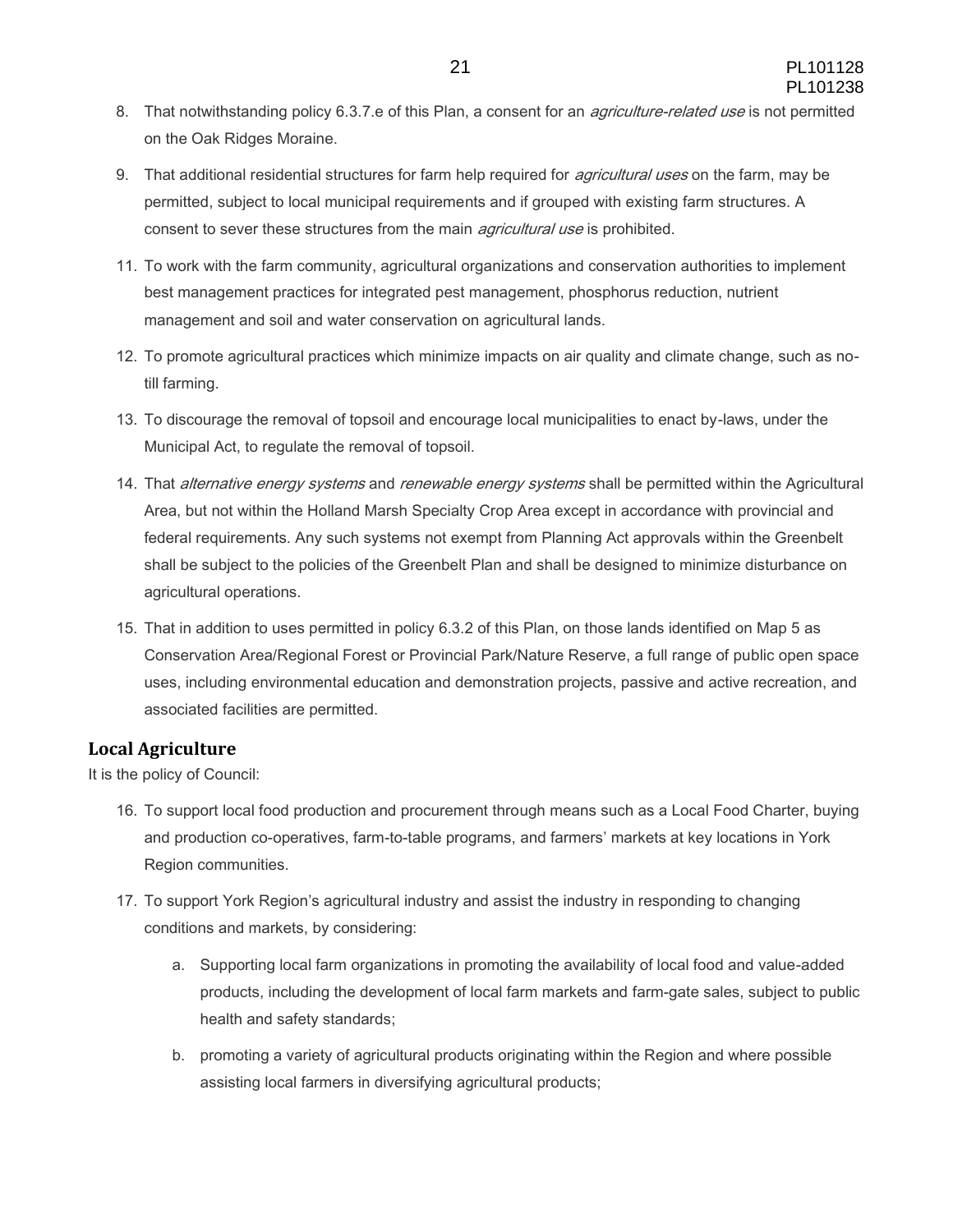8. That notwithstanding policy 6.3.7.e of this Plan, a consent for an *agriculture-related use* is not permitted on the Oak Ridges Moraine.

9. That additional residential structures for farm help required for *agricultural uses* on the farm, may be permitted, subject to local municipal requirements and if grouped with existing farm structures. A consent to sever these structures from the main *agricultural use* is prohibited.

11. To work with the farm community, agricultural organizations and conservation authorities to implement best management practices for integrated pest management, phosphorus reduction, nutrient management and soil and water conservation on agricultural lands.

12. To promote agricultural practices which minimize impacts on air quality and climate change, such as no-till farming.

13. To discourage the removal of topsoil and encourage local municipalities to enact by-laws, under the Municipal Act, to regulate the removal of topsoil.

14. That *alternative energy systems* and *renewable energy systems* shall be permitted within the Agricultural Area, but not within the Holland Marsh Specialty Crop Area except in accordance with provincial and federal requirements. Any such systems not exempt from Planning Act approvals within the Greenbelt shall be subject to the policies of the Greenbelt Plan and shall be designed to minimize disturbance on agricultural operations.

15. That in addition to uses permitted in policy 6.3.2 of this Plan, on those lands identified on Map 5 as Conservation Area/Regional Forest or Provincial Park/Nature Reserve, a full range of public open space uses, including environmental education and demonstration projects, passive and active recreation, and associated facilities are permitted.

## Local Agriculture

It is the policy of Council:

16. To support local food production and procurement through means such as a Local Food Charter, buying and production co-operatives, farm-to-table programs, and farmers' markets at key locations in York Region communities.

17. To support York Region's agricultural industry and assist the industry in responding to changing conditions and markets, by considering:

    a. Supporting local farm organizations in promoting the availability of local food and value-added products, including the development of local farm markets and farm-gate sales, subject to public health and safety standards;

    b. promoting a variety of agricultural products originating within the Region and where possible assisting local farmers in diversifying agricultural products;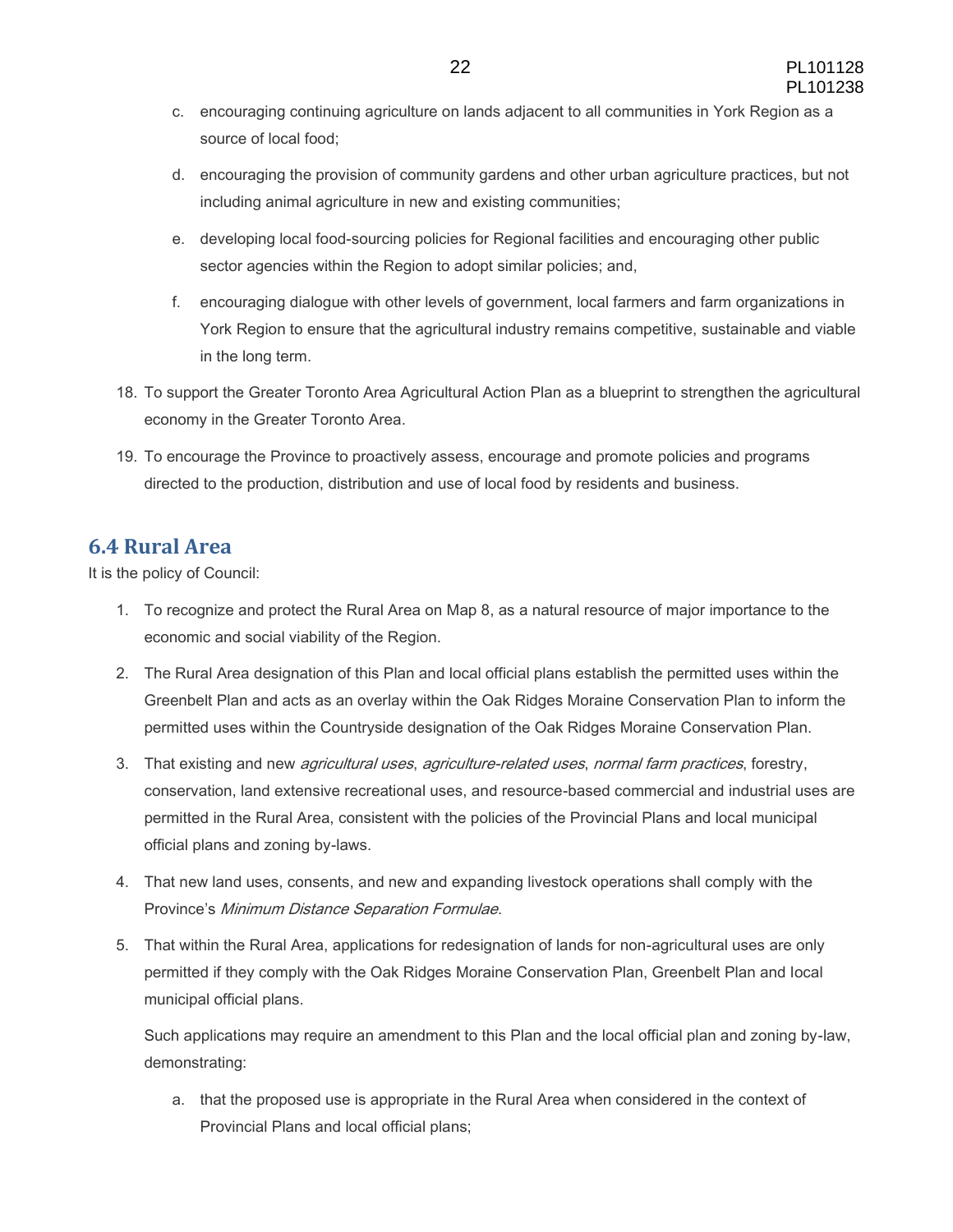c. encouraging continuing agriculture on lands adjacent to all communities in York Region as a source of local food;

d. encouraging the provision of community gardens and other urban agriculture practices, but not including animal agriculture in new and existing communities;

e. developing local food-sourcing policies for Regional facilities and encouraging other public sector agencies within the Region to adopt similar policies; and,

f. encouraging dialogue with other levels of government, local farmers and farm organizations in York Region to ensure that the agricultural industry remains competitive, sustainable and viable in the long term.

18. To support the Greater Toronto Area Agricultural Action Plan as a blueprint to strengthen the agricultural economy in the Greater Toronto Area.

19. To encourage the Province to proactively assess, encourage and promote policies and programs directed to the production, distribution and use of local food by residents and business.

## 6.4 Rural Area

It is the policy of Council:

1. To recognize and protect the Rural Area on Map 8, as a natural resource of major importance to the economic and social viability of the Region.

2. The Rural Area designation of this Plan and local official plans establish the permitted uses within the Greenbelt Plan and acts as an overlay within the Oak Ridges Moraine Conservation Plan to inform the permitted uses within the Countryside designation of the Oak Ridges Moraine Conservation Plan.

3. That existing and new *agricultural uses*, *agriculture-related uses*, *normal farm practices*, forestry, conservation, land extensive recreational uses, and resource-based commercial and industrial uses are permitted in the Rural Area, consistent with the policies of the Provincial Plans and local municipal official plans and zoning by-laws.

4. That new land uses, consents, and new and expanding livestock operations shall comply with the Province's *Minimum Distance Separation Formulae*.

5. That within the Rural Area, applications for redesignation of lands for non-agricultural uses are only permitted if they comply with the Oak Ridges Moraine Conservation Plan, Greenbelt Plan and local municipal official plans.

   Such applications may require an amendment to this Plan and the local official plan and zoning by-law, demonstrating:

   a. that the proposed use is appropriate in the Rural Area when considered in the context of Provincial Plans and local official plans;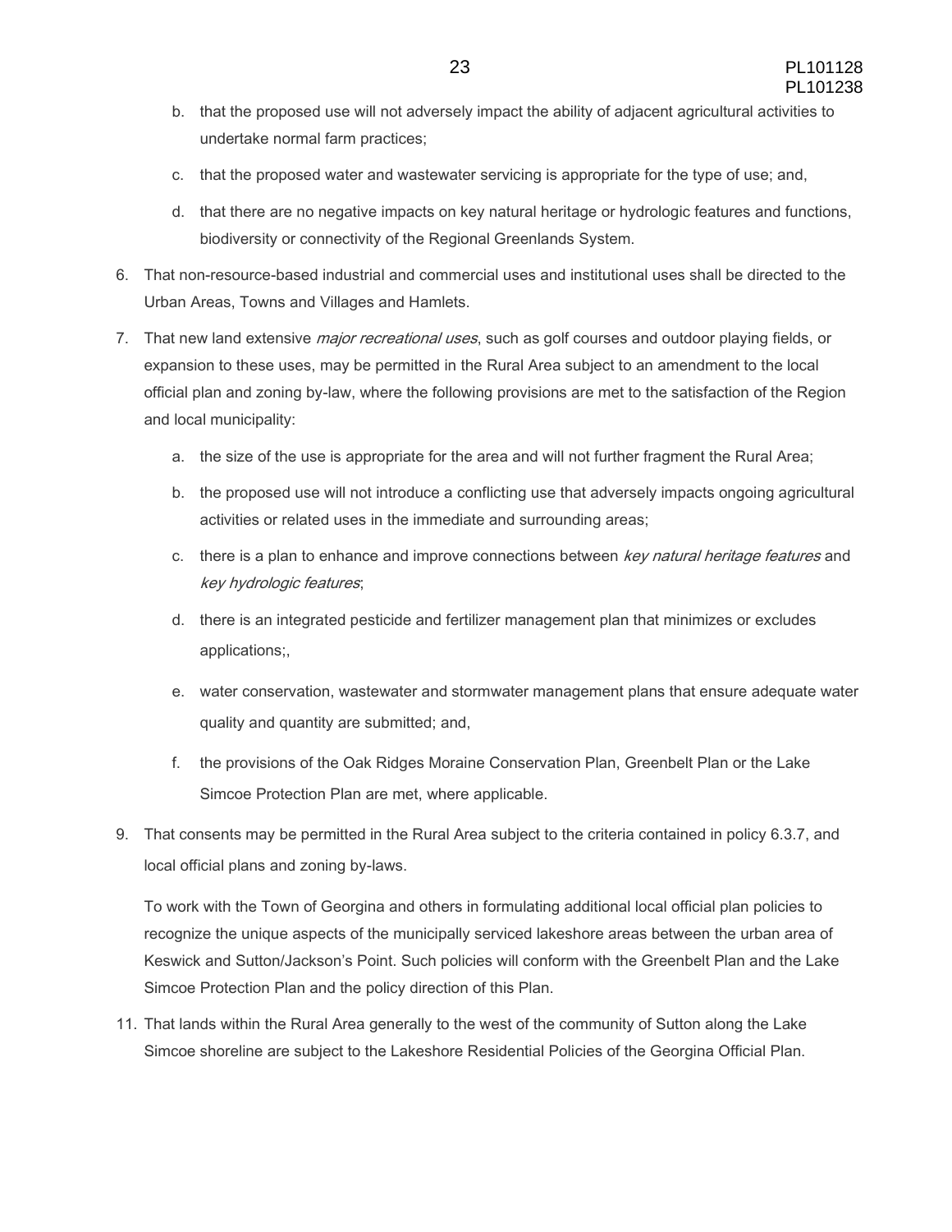b. that the proposed use will not adversely impact the ability of adjacent agricultural activities to undertake normal farm practices;

c. that the proposed water and wastewater servicing is appropriate for the type of use; and,

d. that there are no negative impacts on key natural heritage or hydrologic features and functions, biodiversity or connectivity of the Regional Greenlands System.

6. That non-resource-based industrial and commercial uses and institutional uses shall be directed to the Urban Areas, Towns and Villages and Hamlets.

7. That new land extensive *major recreational uses*, such as golf courses and outdoor playing fields, or expansion to these uses, may be permitted in the Rural Area subject to an amendment to the local official plan and zoning by-law, where the following provisions are met to the satisfaction of the Region and local municipality:

   a. the size of the use is appropriate for the area and will not further fragment the Rural Area;

   b. the proposed use will not introduce a conflicting use that adversely impacts ongoing agricultural activities or related uses in the immediate and surrounding areas;

   c. there is a plan to enhance and improve connections between *key natural heritage features* and *key hydrologic features*;

   d. there is an integrated pesticide and fertilizer management plan that minimizes or excludes applications;,

   e. water conservation, wastewater and stormwater management plans that ensure adequate water quality and quantity are submitted; and,

   f. the provisions of the Oak Ridges Moraine Conservation Plan, Greenbelt Plan or the Lake Simcoe Protection Plan are met, where applicable.

9. That consents may be permitted in the Rural Area subject to the criteria contained in policy 6.3.7, and local official plans and zoning by-laws.

   To work with the Town of Georgina and others in formulating additional local official plan policies to recognize the unique aspects of the municipally serviced lakeshore areas between the urban area of Keswick and Sutton/Jackson's Point. Such policies will conform with the Greenbelt Plan and the Lake Simcoe Protection Plan and the policy direction of this Plan.

11. That lands within the Rural Area generally to the west of the community of Sutton along the Lake Simcoe shoreline are subject to the Lakeshore Residential Policies of the Georgina Official Plan.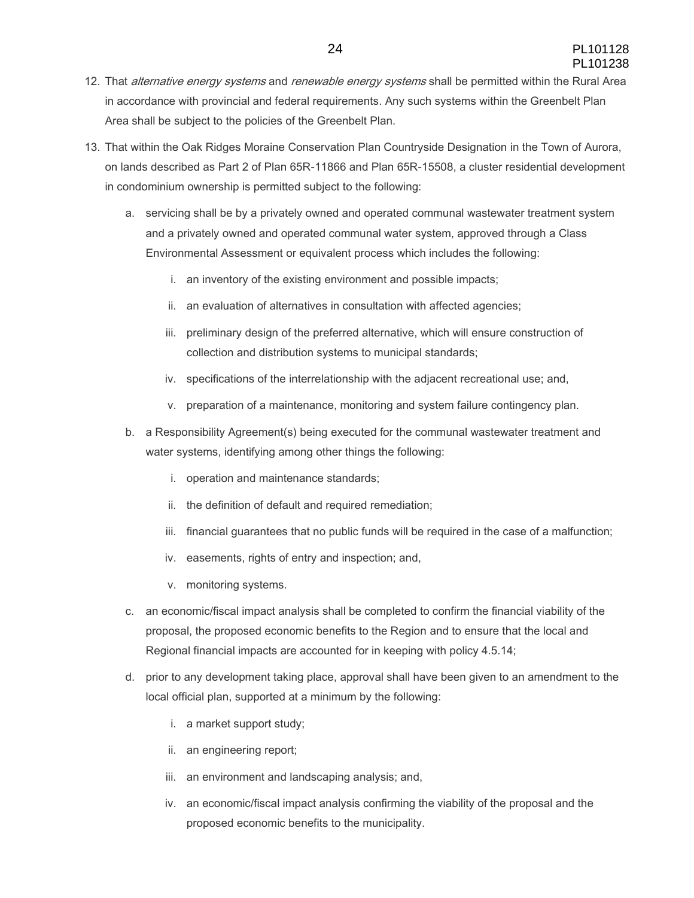12. That *alternative energy systems* and *renewable energy systems* shall be permitted within the Rural Area in accordance with provincial and federal requirements. Any such systems within the Greenbelt Plan Area shall be subject to the policies of the Greenbelt Plan.

13. That within the Oak Ridges Moraine Conservation Plan Countryside Designation in the Town of Aurora, on lands described as Part 2 of Plan 65R-11866 and Plan 65R-15508, a cluster residential development in condominium ownership is permitted subject to the following:

    a. servicing shall be by a privately owned and operated communal wastewater treatment system and a privately owned and operated communal water system, approved through a Class Environmental Assessment or equivalent process which includes the following:

        i. an inventory of the existing environment and possible impacts;

        ii. an evaluation of alternatives in consultation with affected agencies;

        iii. preliminary design of the preferred alternative, which will ensure construction of collection and distribution systems to municipal standards;

        iv. specifications of the interrelationship with the adjacent recreational use; and,

        v. preparation of a maintenance, monitoring and system failure contingency plan.

    b. a Responsibility Agreement(s) being executed for the communal wastewater treatment and water systems, identifying among other things the following:

        i. operation and maintenance standards;

        ii. the definition of default and required remediation;

        iii. financial guarantees that no public funds will be required in the case of a malfunction;

        iv. easements, rights of entry and inspection; and,

        v. monitoring systems.

    c. an economic/fiscal impact analysis shall be completed to confirm the financial viability of the proposal, the proposed economic benefits to the Region and to ensure that the local and Regional financial impacts are accounted for in keeping with policy 4.5.14;

    d. prior to any development taking place, approval shall have been given to an amendment to the local official plan, supported at a minimum by the following:

        i. a market support study;

        ii. an engineering report;

        iii. an environment and landscaping analysis; and,

        iv. an economic/fiscal impact analysis confirming the viability of the proposal and the proposed economic benefits to the municipality.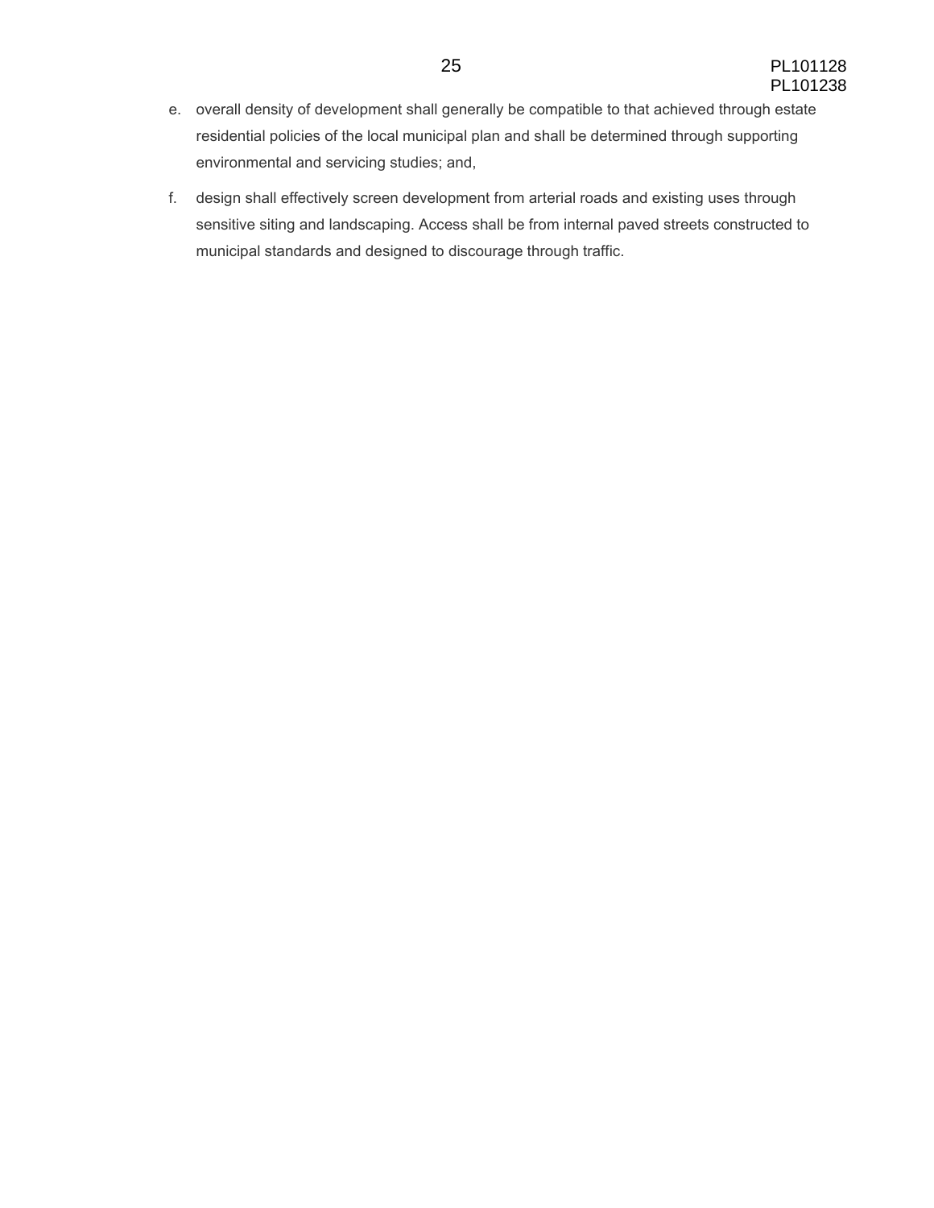e. overall density of development shall generally be compatible to that achieved through estate residential policies of the local municipal plan and shall be determined through supporting environmental and servicing studies; and,

f. design shall effectively screen development from arterial roads and existing uses through sensitive siting and landscaping. Access shall be from internal paved streets constructed to municipal standards and designed to discourage through traffic.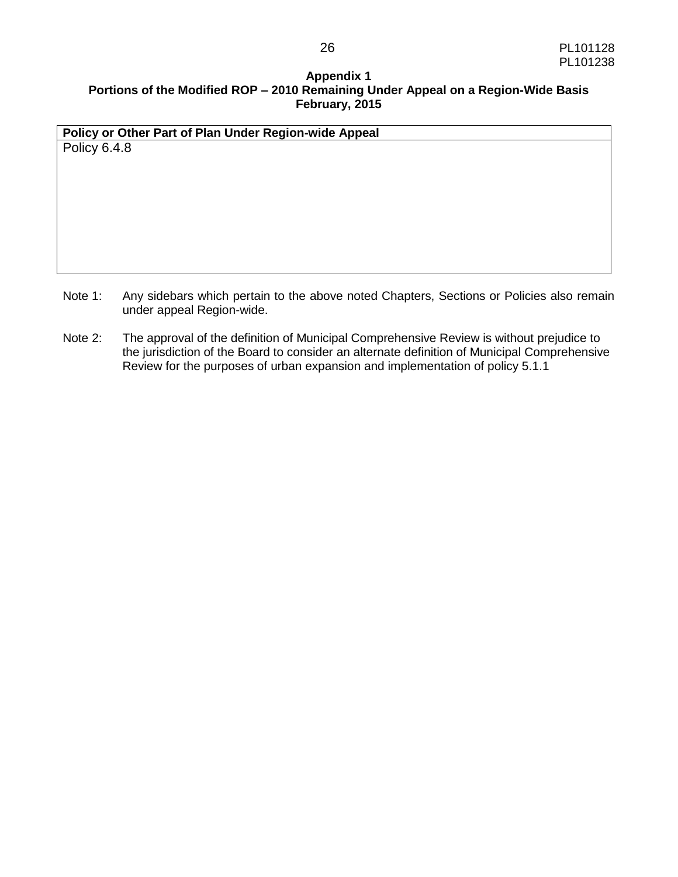**Appendix 1**
**Portions of the Modified ROP – 2010 Remaining Under Appeal on a Region-Wide Basis**
**February, 2015**

| **Policy or Other Part of Plan Under Region-wide Appeal** |
|---|
| Policy 6.4.8 |

Note 1: Any sidebars which pertain to the above noted Chapters, Sections or Policies also remain under appeal Region-wide.

Note 2: The approval of the definition of Municipal Comprehensive Review is without prejudice to the jurisdiction of the Board to consider an alternate definition of Municipal Comprehensive Review for the purposes of urban expansion and implementation of policy 5.1.1